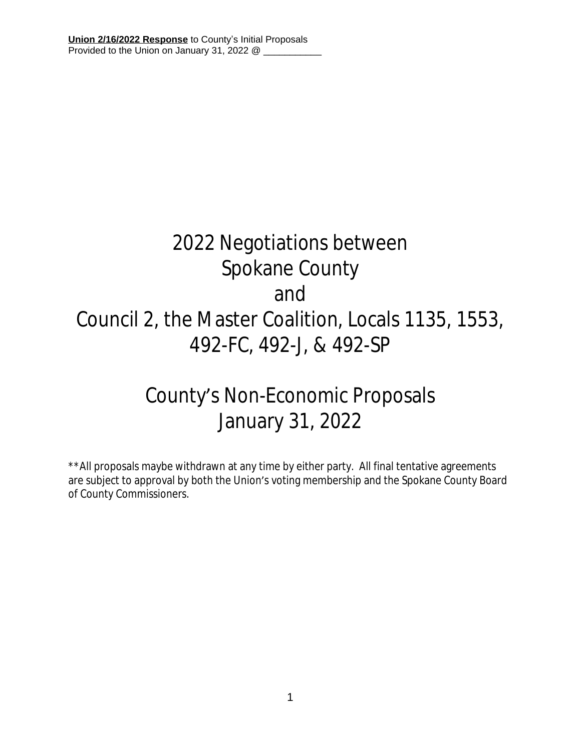**Union 2/16/2022 Response** to County's Initial Proposals
Provided to the Union on January 31, 2022 @ ___________

# 2022 Negotiations between Spokane County and Council 2, the Master Coalition, Locals 1135, 1553, 492-FC, 492-J, & 492-SP

# County's Non-Economic Proposals January 31, 2022

**All proposals maybe withdrawn at any time by either party. All final tentative agreements are subject to approval by both the Union's voting membership and the Spokane County Board of County Commissioners.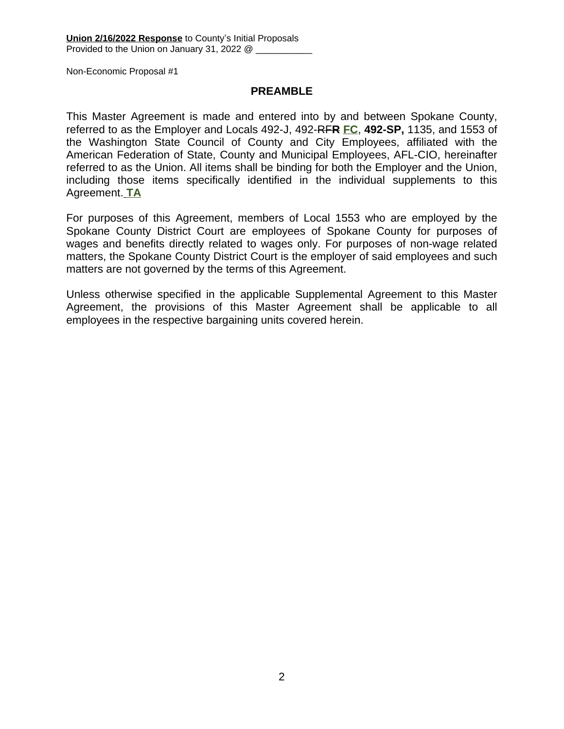**Union 2/16/2022 Response** to County's Initial Proposals
Provided to the Union on January 31, 2022 @ ___________

Non-Economic Proposal #1

## PREAMBLE

This Master Agreement is made and entered into by and between Spokane County, referred to as the Employer and Locals 492-J, 492-~~RF~~**R** **FC**, **492-SP,** 1135, and 1553 of the Washington State Council of County and City Employees, affiliated with the American Federation of State, County and Municipal Employees, AFL-CIO, hereinafter referred to as the Union. All items shall be binding for both the Employer and the Union, including those items specifically identified in the individual supplements to this Agreement. **TA**

For purposes of this Agreement, members of Local 1553 who are employed by the Spokane County District Court are employees of Spokane County for purposes of wages and benefits directly related to wages only. For purposes of non-wage related matters, the Spokane County District Court is the employer of said employees and such matters are not governed by the terms of this Agreement.

Unless otherwise specified in the applicable Supplemental Agreement to this Master Agreement, the provisions of this Master Agreement shall be applicable to all employees in the respective bargaining units covered herein.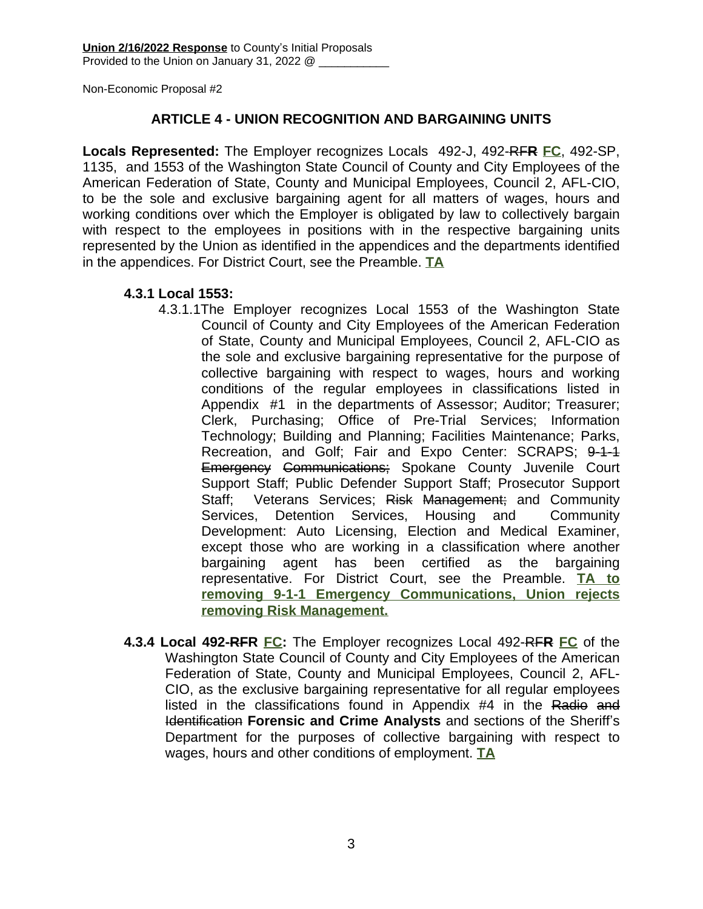**Union 2/16/2022 Response** to County's Initial Proposals
Provided to the Union on January 31, 2022 @ ___________

Non-Economic Proposal #2

## ARTICLE 4 - UNION RECOGNITION AND BARGAINING UNITS

**Locals Represented:** The Employer recognizes Locals 492-J, 492-~~RF~~**R** **FC**, 492-SP, 1135, and 1553 of the Washington State Council of County and City Employees of the American Federation of State, County and Municipal Employees, Council 2, AFL-CIO, to be the sole and exclusive bargaining agent for all matters of wages, hours and working conditions over which the Employer is obligated by law to collectively bargain with respect to the employees in positions with in the respective bargaining units represented by the Union as identified in the appendices and the departments identified in the appendices. For District Court, see the Preamble. **TA**

**4.3.1 Local 1553:**

4.3.1.1 The Employer recognizes Local 1553 of the Washington State Council of County and City Employees of the American Federation of State, County and Municipal Employees, Council 2, AFL-CIO as the sole and exclusive bargaining representative for the purpose of collective bargaining with respect to wages, hours and working conditions of the regular employees in classifications listed in Appendix #1 in the departments of Assessor; Auditor; Treasurer; Clerk, Purchasing; Office of Pre-Trial Services; Information Technology; Building and Planning; Facilities Maintenance; Parks, Recreation, and Golf; Fair and Expo Center: SCRAPS; ~~9-1-1 Emergency Communications;~~ Spokane County Juvenile Court Support Staff; Public Defender Support Staff; Prosecutor Support Staff; Veterans Services; ~~Risk Management;~~ and Community Services, Detention Services, Housing and Community Development: Auto Licensing, Election and Medical Examiner, except those who are working in a classification where another bargaining agent has been certified as the bargaining representative. For District Court, see the Preamble. **TA to removing 9-1-1 Emergency Communications, Union rejects removing Risk Management.**

**4.3.4 Local 492-~~RFR~~ FC:** The Employer recognizes Local 492-~~RF~~**R** **FC** of the Washington State Council of County and City Employees of the American Federation of State, County and Municipal Employees, Council 2, AFL-CIO, as the exclusive bargaining representative for all regular employees listed in the classifications found in Appendix #4 in the ~~Radio and Identification~~ **Forensic and Crime Analysts** and sections of the Sheriff's Department for the purposes of collective bargaining with respect to wages, hours and other conditions of employment. **TA**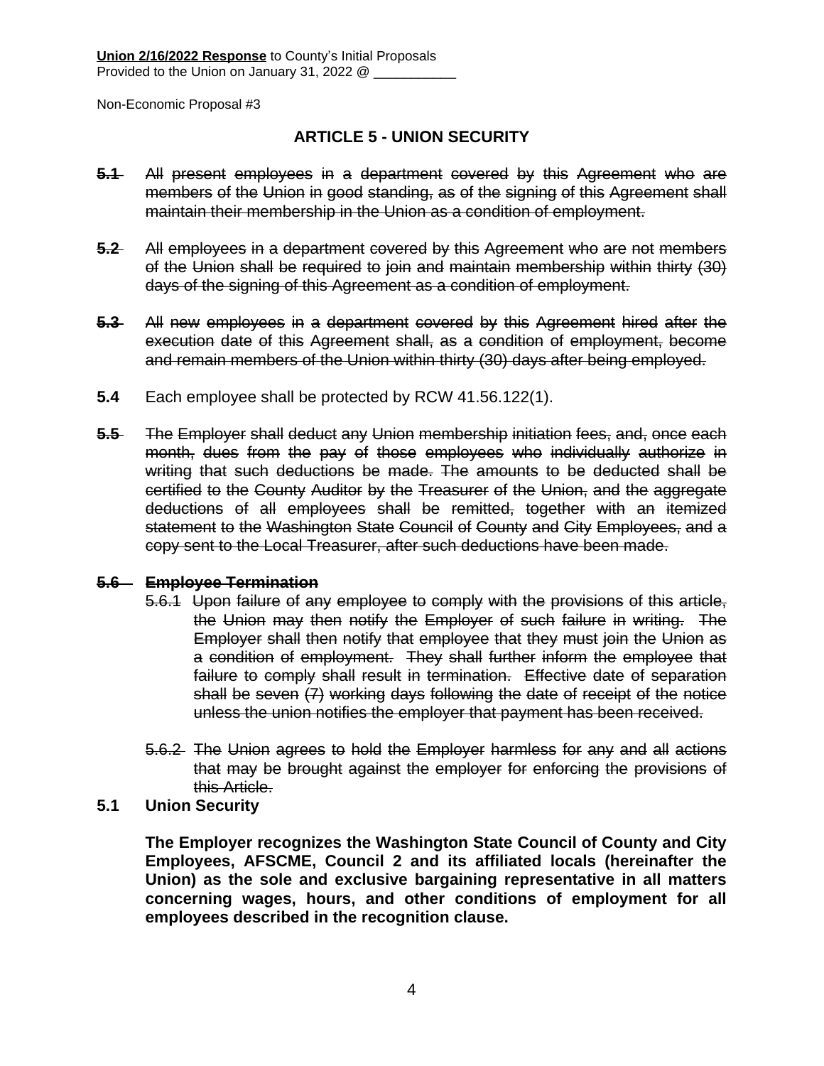**Union 2/16/2022 Response** to County's Initial Proposals
Provided to the Union on January 31, 2022 @ ___________

Non-Economic Proposal #3

## ARTICLE 5 - UNION SECURITY

~~**5.1** All present employees in a department covered by this Agreement who are members of the Union in good standing, as of the signing of this Agreement shall maintain their membership in the Union as a condition of employment.~~

~~**5.2** All employees in a department covered by this Agreement who are not members of the Union shall be required to join and maintain membership within thirty (30) days of the signing of this Agreement as a condition of employment.~~

~~**5.3** All new employees in a department covered by this Agreement hired after the execution date of this Agreement shall, as a condition of employment, become and remain members of the Union within thirty (30) days after being employed.~~

**5.4** Each employee shall be protected by RCW 41.56.122(1).

~~**5.5** The Employer shall deduct any Union membership initiation fees, and, once each month, dues from the pay of those employees who individually authorize in writing that such deductions be made. The amounts to be deducted shall be certified to the County Auditor by the Treasurer of the Union, and the aggregate deductions of all employees shall be remitted, together with an itemized statement to the Washington State Council of County and City Employees, and a copy sent to the Local Treasurer, after such deductions have been made.~~

~~**5.6 Employee Termination**~~

~~5.6.1 Upon failure of any employee to comply with the provisions of this article, the Union may then notify the Employer of such failure in writing. The Employer shall then notify that employee that they must join the Union as a condition of employment. They shall further inform the employee that failure to comply shall result in termination. Effective date of separation shall be seven (7) working days following the date of receipt of the notice unless the union notifies the employer that payment has been received.~~

~~5.6.2 The Union agrees to hold the Employer harmless for any and all actions that may be brought against the employer for enforcing the provisions of this Article.~~

**5.1 Union Security**

**The Employer recognizes the Washington State Council of County and City Employees, AFSCME, Council 2 and its affiliated locals (hereinafter the Union) as the sole and exclusive bargaining representative in all matters concerning wages, hours, and other conditions of employment for all employees described in the recognition clause.**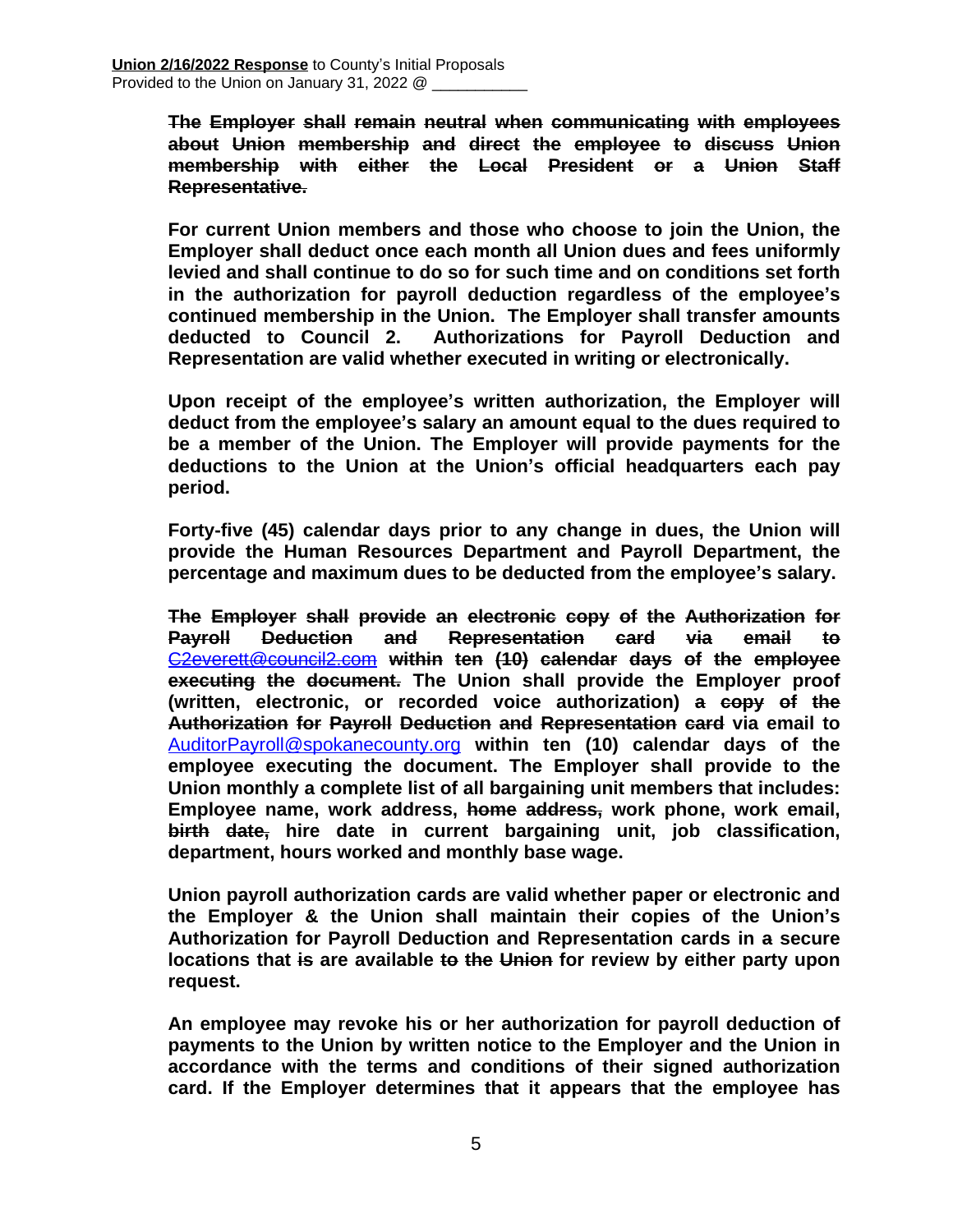~~**The Employer shall remain neutral when communicating with employees about Union membership and direct the employee to discuss Union membership with either the Local President or a Union Staff Representative.**~~

**For current Union members and those who choose to join the Union, the Employer shall deduct once each month all Union dues and fees uniformly levied and shall continue to do so for such time and on conditions set forth in the authorization for payroll deduction regardless of the employee's continued membership in the Union. The Employer shall transfer amounts deducted to Council 2. Authorizations for Payroll Deduction and Representation are valid whether executed in writing or electronically.**

**Upon receipt of the employee's written authorization, the Employer will deduct from the employee's salary an amount equal to the dues required to be a member of the Union. The Employer will provide payments for the deductions to the Union at the Union's official headquarters each pay period.**

**Forty-five (45) calendar days prior to any change in dues, the Union will provide the Human Resources Department and Payroll Department, the percentage and maximum dues to be deducted from the employee's salary.**

~~**The Employer shall provide an electronic copy of the Authorization for Payroll Deduction and Representation card via email to**~~ ~~C2everett@council2.com~~ ~~**within ten (10) calendar days of the employee executing the document.**~~ **The Union shall provide the Employer proof (written, electronic, or recorded voice authorization)** ~~**a copy of the Authorization for Payroll Deduction and Representation card**~~ **via email to** AuditorPayroll@spokanecounty.org **within ten (10) calendar days of the employee executing the document. The Employer shall provide to the Union monthly a complete list of all bargaining unit members that includes: Employee name, work address,** ~~**home address,**~~ **work phone, work email,** ~~**birth date,**~~ **hire date in current bargaining unit, job classification, department, hours worked and monthly base wage.**

**Union payroll authorization cards are valid whether paper or electronic and the Employer & the Union shall maintain their copies of the Union's Authorization for Payroll Deduction and Representation cards in a secure locations that** ~~**is**~~ **are available** ~~**to the Union**~~ **for review by either party upon request.**

**An employee may revoke his or her authorization for payroll deduction of payments to the Union by written notice to the Employer and the Union in accordance with the terms and conditions of their signed authorization card. If the Employer determines that it appears that the employee has**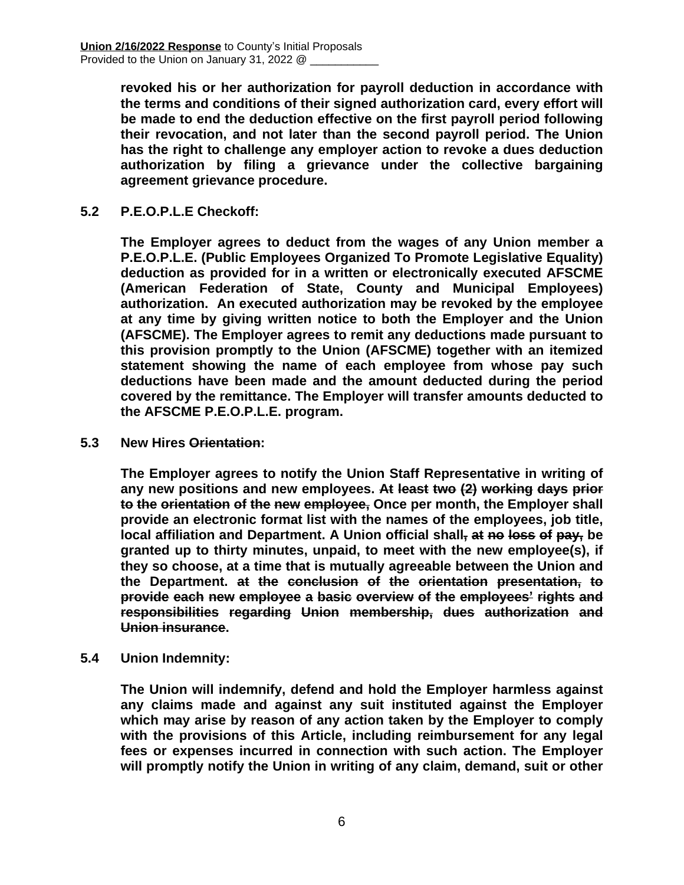**revoked his or her authorization for payroll deduction in accordance with the terms and conditions of their signed authorization card, every effort will be made to end the deduction effective on the first payroll period following their revocation, and not later than the second payroll period. The Union has the right to challenge any employer action to revoke a dues deduction authorization by filing a grievance under the collective bargaining agreement grievance procedure.**

**5.2 P.E.O.P.L.E Checkoff:**

**The Employer agrees to deduct from the wages of any Union member a P.E.O.P.L.E. (Public Employees Organized To Promote Legislative Equality) deduction as provided for in a written or electronically executed AFSCME (American Federation of State, County and Municipal Employees) authorization. An executed authorization may be revoked by the employee at any time by giving written notice to both the Employer and the Union (AFSCME). The Employer agrees to remit any deductions made pursuant to this provision promptly to the Union (AFSCME) together with an itemized statement showing the name of each employee from whose pay such deductions have been made and the amount deducted during the period covered by the remittance. The Employer will transfer amounts deducted to the AFSCME P.E.O.P.L.E. program.**

**5.3 New Hires ~~Orientation~~:**

**The Employer agrees to notify the Union Staff Representative in writing of any new positions and new employees. ~~At least two (2) working days prior to the orientation of the new employee,~~ Once per month, the Employer shall provide an electronic format list with the names of the employees, job title, local affiliation and Department. A Union official shall~~, at no loss of pay,~~ be granted up to thirty minutes, unpaid, to meet with the new employee(s), if they so choose, at a time that is mutually agreeable between the Union and the Department. ~~at the conclusion of the orientation presentation, to provide each new employee a basic overview of the employees' rights and responsibilities regarding Union membership, dues authorization and Union insurance~~.**

**5.4 Union Indemnity:**

**The Union will indemnify, defend and hold the Employer harmless against any claims made and against any suit instituted against the Employer which may arise by reason of any action taken by the Employer to comply with the provisions of this Article, including reimbursement for any legal fees or expenses incurred in connection with such action. The Employer will promptly notify the Union in writing of any claim, demand, suit or other**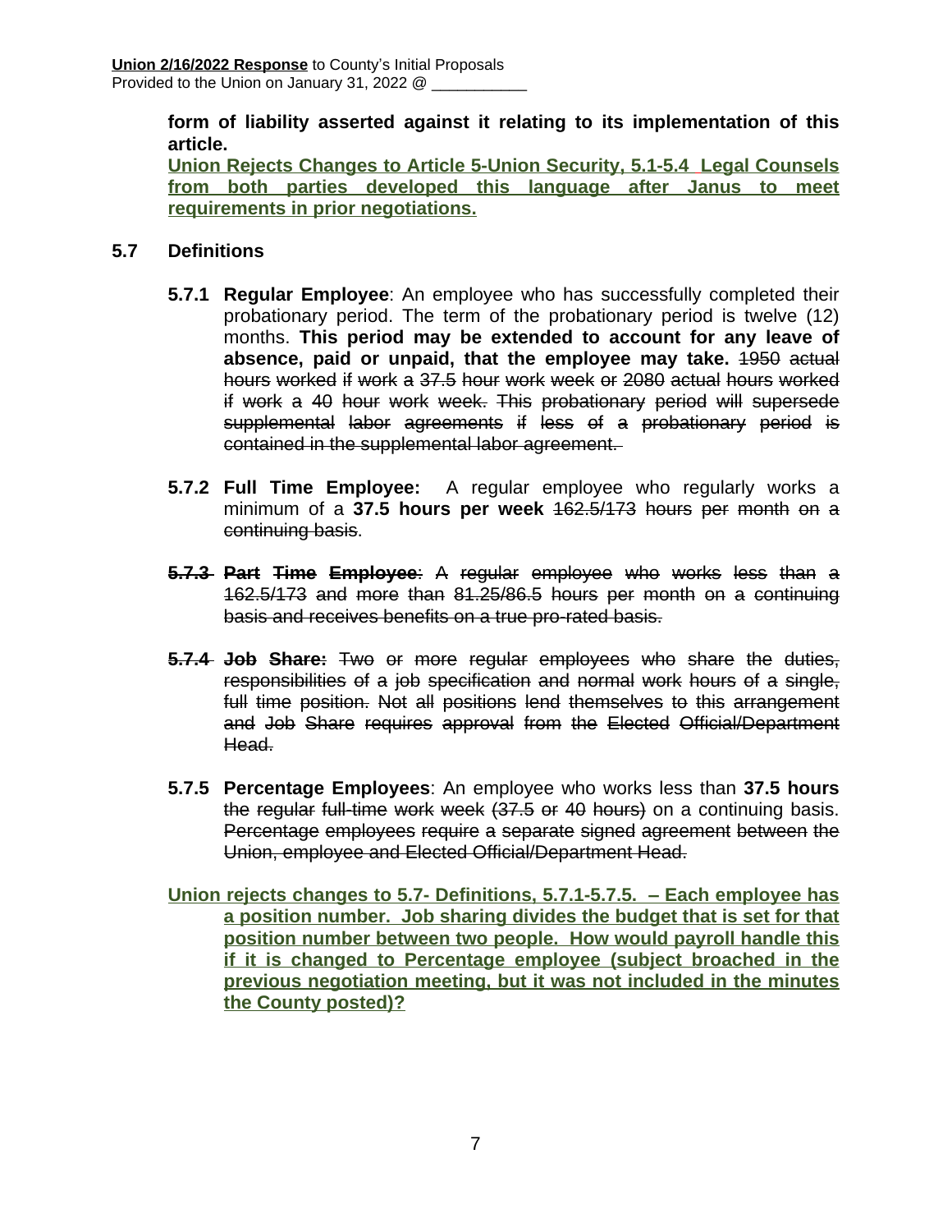**form of liability asserted against it relating to its implementation of this article.**

**Union Rejects Changes to Article 5-Union Security, 5.1-5.4 Legal Counsels from both parties developed this language after Janus to meet requirements in prior negotiations.**

## 5.7 Definitions

**5.7.1 Regular Employee**: An employee who has successfully completed their probationary period. The term of the probationary period is twelve (12) months. **This period may be extended to account for any leave of absence, paid or unpaid, that the employee may take.** ~~1950 actual hours worked if work a 37.5 hour work week or 2080 actual hours worked if work a 40 hour work week. This probationary period will supersede supplemental labor agreements if less of a probationary period is contained in the supplemental labor agreement.~~

**5.7.2 Full Time Employee:** A regular employee who regularly works a minimum of a **37.5 hours per week** ~~162.5/173 hours per month on a continuing basis~~.

~~**5.7.3 Part Time Employee**: A regular employee who works less than a 162.5/173 and more than 81.25/86.5 hours per month on a continuing basis and receives benefits on a true pro-rated basis.~~

~~**5.7.4 Job Share:** Two or more regular employees who share the duties, responsibilities of a job specification and normal work hours of a single, full time position. Not all positions lend themselves to this arrangement and Job Share requires approval from the Elected Official/Department Head.~~

**5.7.5 Percentage Employees**: An employee who works less than **37.5 hours** ~~the regular full-time work week (37.5 or 40 hours)~~ on a continuing basis. ~~Percentage employees require a separate signed agreement between the Union, employee and Elected Official/Department Head.~~

**Union rejects changes to 5.7- Definitions, 5.7.1-5.7.5. – Each employee has a position number. Job sharing divides the budget that is set for that position number between two people. How would payroll handle this if it is changed to Percentage employee (subject broached in the previous negotiation meeting, but it was not included in the minutes the County posted)?**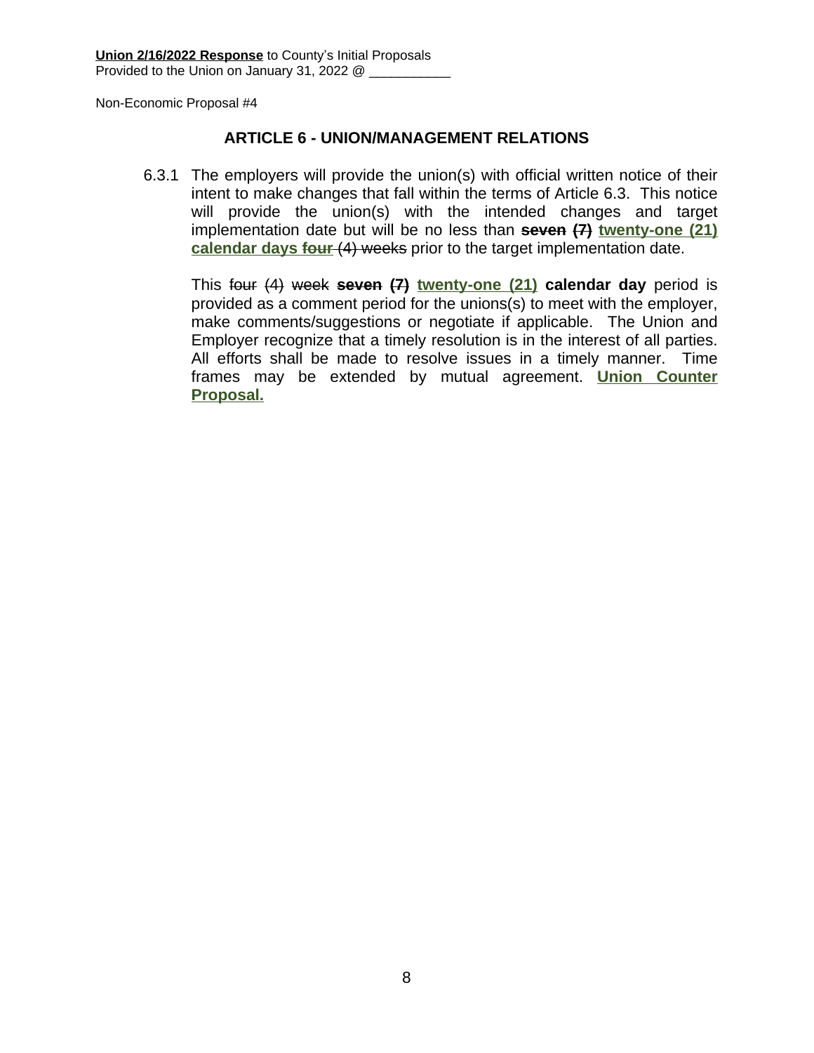**Union 2/16/2022 Response** to County's Initial Proposals
Provided to the Union on January 31, 2022 @ ___________

Non-Economic Proposal #4

## ARTICLE 6 - UNION/MANAGEMENT RELATIONS

6.3.1 The employers will provide the union(s) with official written notice of their intent to make changes that fall within the terms of Article 6.3. This notice will provide the union(s) with the intended changes and target implementation date but will be no less than ~~**seven (7)**~~ **twenty-one (21) calendar days** ~~**four**~~ ~~(4) weeks~~ prior to the target implementation date.

This ~~four (4) week~~ ~~**seven (7)**~~ **twenty-one (21) calendar day** period is provided as a comment period for the unions(s) to meet with the employer, make comments/suggestions or negotiate if applicable. The Union and Employer recognize that a timely resolution is in the interest of all parties. All efforts shall be made to resolve issues in a timely manner. Time frames may be extended by mutual agreement. **Union Counter Proposal.**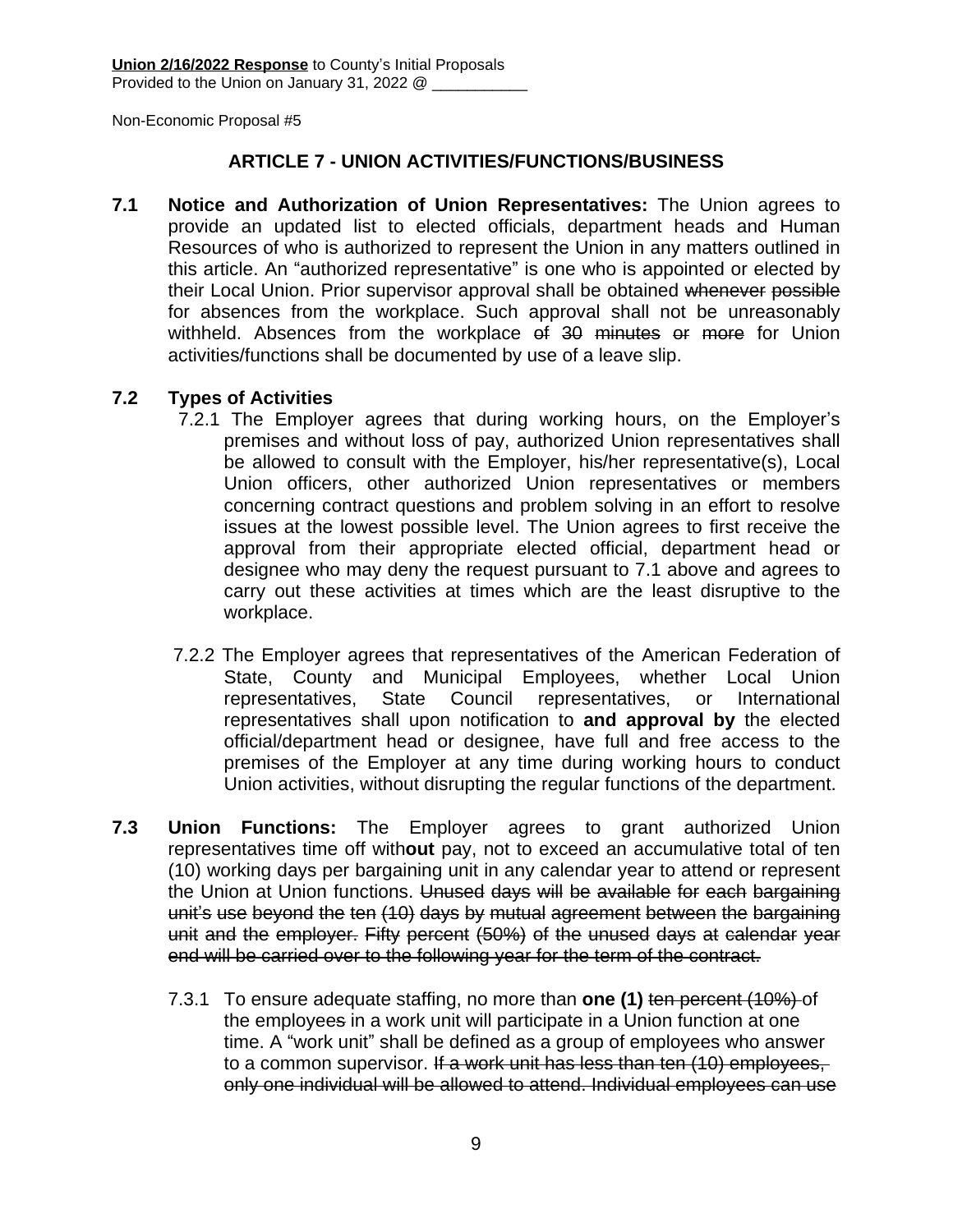**Union 2/16/2022 Response** to County's Initial Proposals
Provided to the Union on January 31, 2022 @ ___________

Non-Economic Proposal #5

## ARTICLE 7 - UNION ACTIVITIES/FUNCTIONS/BUSINESS

**7.1 Notice and Authorization of Union Representatives:** The Union agrees to provide an updated list to elected officials, department heads and Human Resources of who is authorized to represent the Union in any matters outlined in this article. An "authorized representative" is one who is appointed or elected by their Local Union. Prior supervisor approval shall be obtained ~~whenever possible~~ for absences from the workplace. Such approval shall not be unreasonably withheld. Absences from the workplace ~~of 30 minutes or more~~ for Union activities/functions shall be documented by use of a leave slip.

**7.2 Types of Activities**

7.2.1 The Employer agrees that during working hours, on the Employer's premises and without loss of pay, authorized Union representatives shall be allowed to consult with the Employer, his/her representative(s), Local Union officers, other authorized Union representatives or members concerning contract questions and problem solving in an effort to resolve issues at the lowest possible level. The Union agrees to first receive the approval from their appropriate elected official, department head or designee who may deny the request pursuant to 7.1 above and agrees to carry out these activities at times which are the least disruptive to the workplace.

7.2.2 The Employer agrees that representatives of the American Federation of State, County and Municipal Employees, whether Local Union representatives, State Council representatives, or International representatives shall upon notification to **and approval by** the elected official/department head or designee, have full and free access to the premises of the Employer at any time during working hours to conduct Union activities, without disrupting the regular functions of the department.

**7.3 Union Functions:** The Employer agrees to grant authorized Union representatives time off with**out** pay, not to exceed an accumulative total of ten (10) working days per bargaining unit in any calendar year to attend or represent the Union at Union functions. ~~Unused days will be available for each bargaining unit's use beyond the ten (10) days by mutual agreement between the bargaining unit and the employer. Fifty percent (50%) of the unused days at calendar year end will be carried over to the following year for the term of the contract.~~

7.3.1 To ensure adequate staffing, no more than **one (1)** ~~ten percent (10%)~~ of the employee~~s~~ in a work unit will participate in a Union function at one time. A "work unit" shall be defined as a group of employees who answer to a common supervisor. ~~If a work unit has less than ten (10) employees, only one individual will be allowed to attend. Individual employees can use~~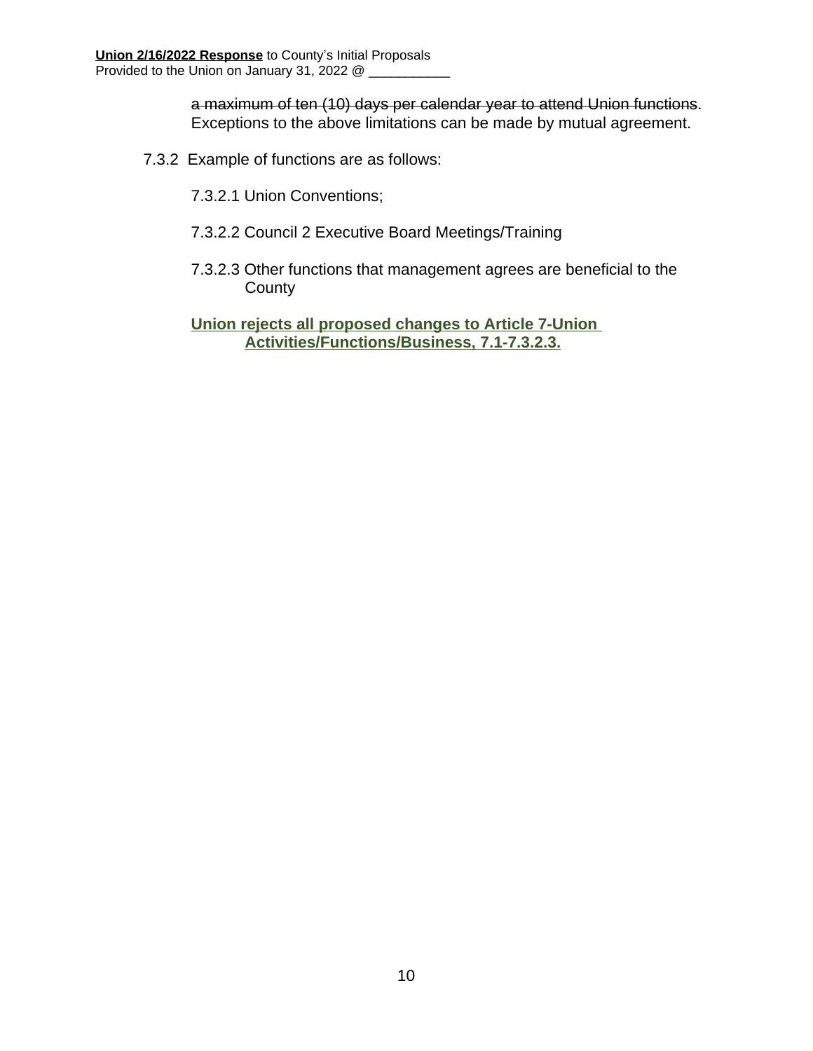~~a maximum of ten (10) days per calendar year to attend Union functions~~. Exceptions to the above limitations can be made by mutual agreement.

7.3.2 Example of functions are as follows:

7.3.2.1 Union Conventions;

7.3.2.2 Council 2 Executive Board Meetings/Training

7.3.2.3 Other functions that management agrees are beneficial to the County

**Union rejects all proposed changes to Article 7-Union Activities/Functions/Business, 7.1-7.3.2.3.**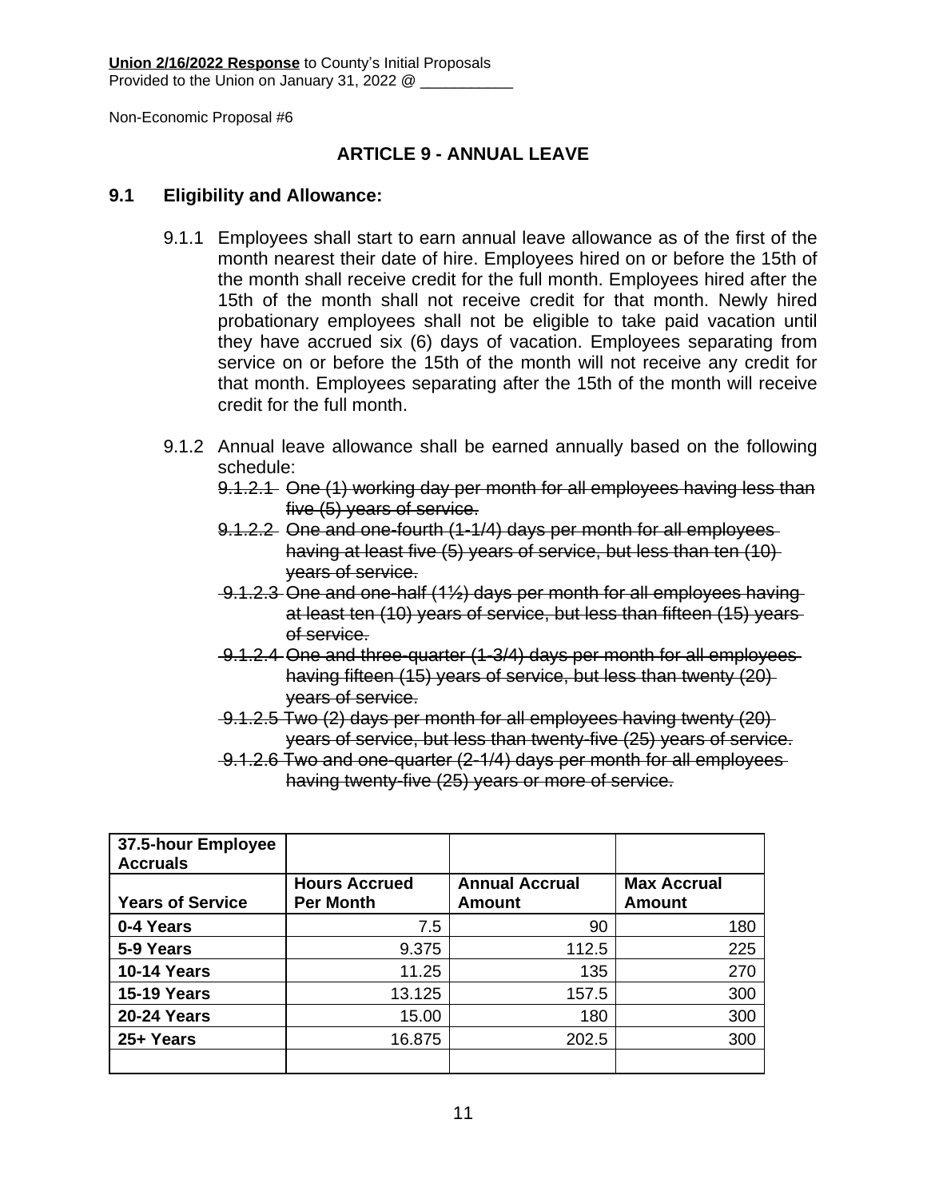**Union 2/16/2022 Response** to County's Initial Proposals
Provided to the Union on January 31, 2022 @ ___________

Non-Economic Proposal #6

## ARTICLE 9 - ANNUAL LEAVE

### 9.1 Eligibility and Allowance:

9.1.1 Employees shall start to earn annual leave allowance as of the first of the month nearest their date of hire. Employees hired on or before the 15th of the month shall receive credit for the full month. Employees hired after the 15th of the month shall not receive credit for that month. Newly hired probationary employees shall not be eligible to take paid vacation until they have accrued six (6) days of vacation. Employees separating from service on or before the 15th of the month will not receive any credit for that month. Employees separating after the 15th of the month will receive credit for the full month.

9.1.2 Annual leave allowance shall be earned annually based on the following schedule:

~~9.1.2.1 One (1) working day per month for all employees having less than five (5) years of service.~~

~~9.1.2.2 One and one-fourth (1-1/4) days per month for all employees having at least five (5) years of service, but less than ten (10) years of service.~~

~~9.1.2.3 One and one-half (1½) days per month for all employees having at least ten (10) years of service, but less than fifteen (15) years of service.~~

~~9.1.2.4 One and three-quarter (1-3/4) days per month for all employees having fifteen (15) years of service, but less than twenty (20) years of service.~~

~~9.1.2.5 Two (2) days per month for all employees having twenty (20) years of service, but less than twenty-five (25) years of service.~~

~~9.1.2.6 Two and one-quarter (2-1/4) days per month for all employees having twenty-five (25) years or more of service.~~

| **37.5-hour Employee Accruals** | | | |
|---|---|---|---|
| **Years of Service** | **Hours Accrued Per Month** | **Annual Accrual Amount** | **Max Accrual Amount** |
| **0-4 Years** | 7.5 | 90 | 180 |
| **5-9 Years** | 9.375 | 112.5 | 225 |
| **10-14 Years** | 11.25 | 135 | 270 |
| **15-19 Years** | 13.125 | 157.5 | 300 |
| **20-24 Years** | 15.00 | 180 | 300 |
| **25+ Years** | 16.875 | 202.5 | 300 |
| | | | |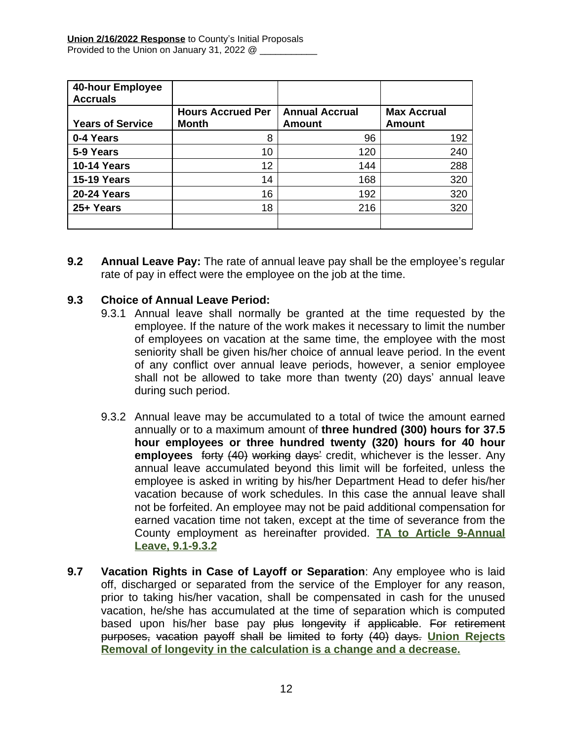**Union 2/16/2022 Response** to County's Initial Proposals
Provided to the Union on January 31, 2022 @ ___________

| **40-hour Employee Accruals** | | | |
|---|---|---|---|
| **Years of Service** | **Hours Accrued Per Month** | **Annual Accrual Amount** | **Max Accrual Amount** |
| **0-4 Years** | 8 | 96 | 192 |
| **5-9 Years** | 10 | 120 | 240 |
| **10-14 Years** | 12 | 144 | 288 |
| **15-19 Years** | 14 | 168 | 320 |
| **20-24 Years** | 16 | 192 | 320 |
| **25+ Years** | 18 | 216 | 320 |
| | | | |

**9.2 Annual Leave Pay:** The rate of annual leave pay shall be the employee's regular rate of pay in effect were the employee on the job at the time.

**9.3 Choice of Annual Leave Period:**

9.3.1 Annual leave shall normally be granted at the time requested by the employee. If the nature of the work makes it necessary to limit the number of employees on vacation at the same time, the employee with the most seniority shall be given his/her choice of annual leave period. In the event of any conflict over annual leave periods, however, a senior employee shall not be allowed to take more than twenty (20) days' annual leave during such period.

9.3.2 Annual leave may be accumulated to a total of twice the amount earned annually or to a maximum amount of **three hundred (300) hours for 37.5 hour employees or three hundred twenty (320) hours for 40 hour employees** ~~forty (40) working days'~~ credit, whichever is the lesser. Any annual leave accumulated beyond this limit will be forfeited, unless the employee is asked in writing by his/her Department Head to defer his/her vacation because of work schedules. In this case the annual leave shall not be forfeited. An employee may not be paid additional compensation for earned vacation time not taken, except at the time of severance from the County employment as hereinafter provided. **TA to Article 9-Annual Leave, 9.1-9.3.2**

**9.7 Vacation Rights in Case of Layoff or Separation**: Any employee who is laid off, discharged or separated from the service of the Employer for any reason, prior to taking his/her vacation, shall be compensated in cash for the unused vacation, he/she has accumulated at the time of separation which is computed based upon his/her base pay ~~plus longevity if applicable~~. ~~For retirement purposes, vacation payoff shall be limited to forty (40) days.~~ **Union Rejects Removal of longevity in the calculation is a change and a decrease.**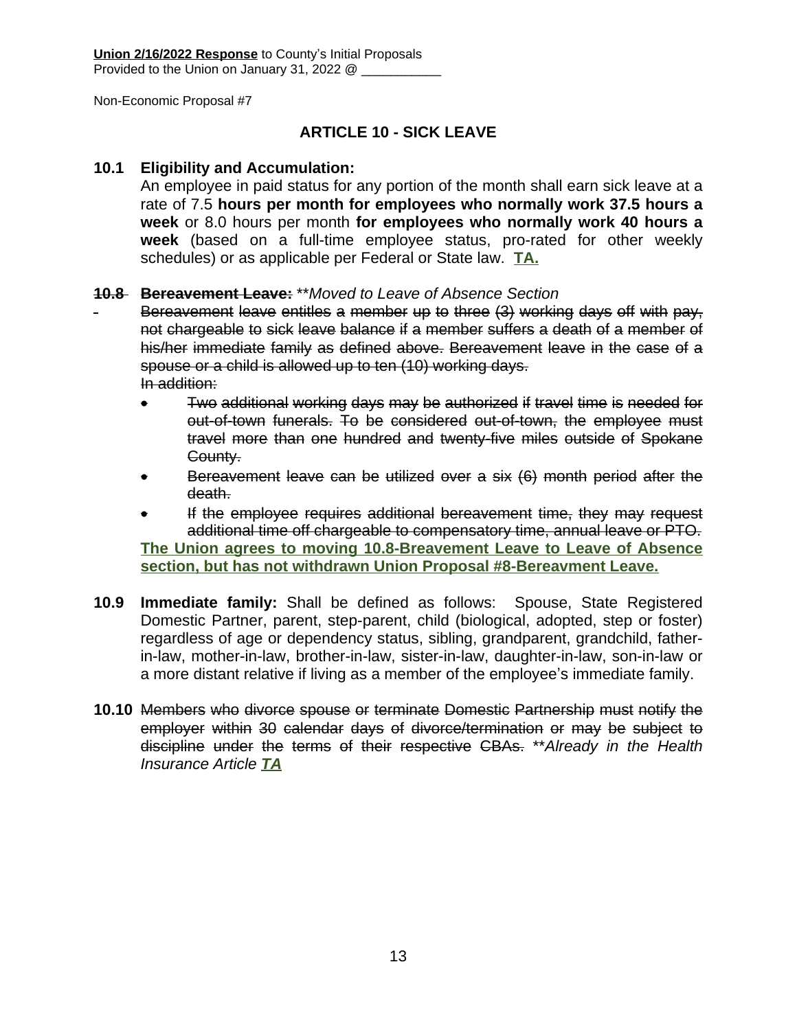**Union 2/16/2022 Response** to County's Initial Proposals
Provided to the Union on January 31, 2022 @ ___________

Non-Economic Proposal #7

## ARTICLE 10 - SICK LEAVE

**10.1 Eligibility and Accumulation:**

An employee in paid status for any portion of the month shall earn sick leave at a rate of 7.5 **hours per month for employees who normally work 37.5 hours a week** or 8.0 hours per month **for employees who normally work 40 hours a week** (based on a full-time employee status, pro-rated for other weekly schedules) or as applicable per Federal or State law. **TA.**

~~**10.8 Bereavement Leave:**~~ *\*\*Moved to Leave of Absence Section*

~~Bereavement leave entitles a member up to three (3) working days off with pay, not chargeable to sick leave balance if a member suffers a death of a member of his/her immediate family as defined above. Bereavement leave in the case of a spouse or a child is allowed up to ten (10) working days.~~

~~In addition:~~

- ~~Two additional working days may be authorized if travel time is needed for out-of-town funerals. To be considered out-of-town, the employee must travel more than one hundred and twenty-five miles outside of Spokane County.~~
- ~~Bereavement leave can be utilized over a six (6) month period after the death.~~
- ~~If the employee requires additional bereavement time, they may request additional time off chargeable to compensatory time, annual leave or PTO.~~

**The Union agrees to moving 10.8-Breavement Leave to Leave of Absence section, but has not withdrawn Union Proposal #8-Bereavment Leave.**

**10.9 Immediate family:** Shall be defined as follows: Spouse, State Registered Domestic Partner, parent, step-parent, child (biological, adopted, step or foster) regardless of age or dependency status, sibling, grandparent, grandchild, father-in-law, mother-in-law, brother-in-law, sister-in-law, daughter-in-law, son-in-law or a more distant relative if living as a member of the employee's immediate family.

**10.10** ~~Members who divorce spouse or terminate Domestic Partnership must notify the employer within 30 calendar days of divorce/termination or may be subject to discipline under the terms of their respective CBAs.~~ *\*\*Already in the Health Insurance Article* ***TA***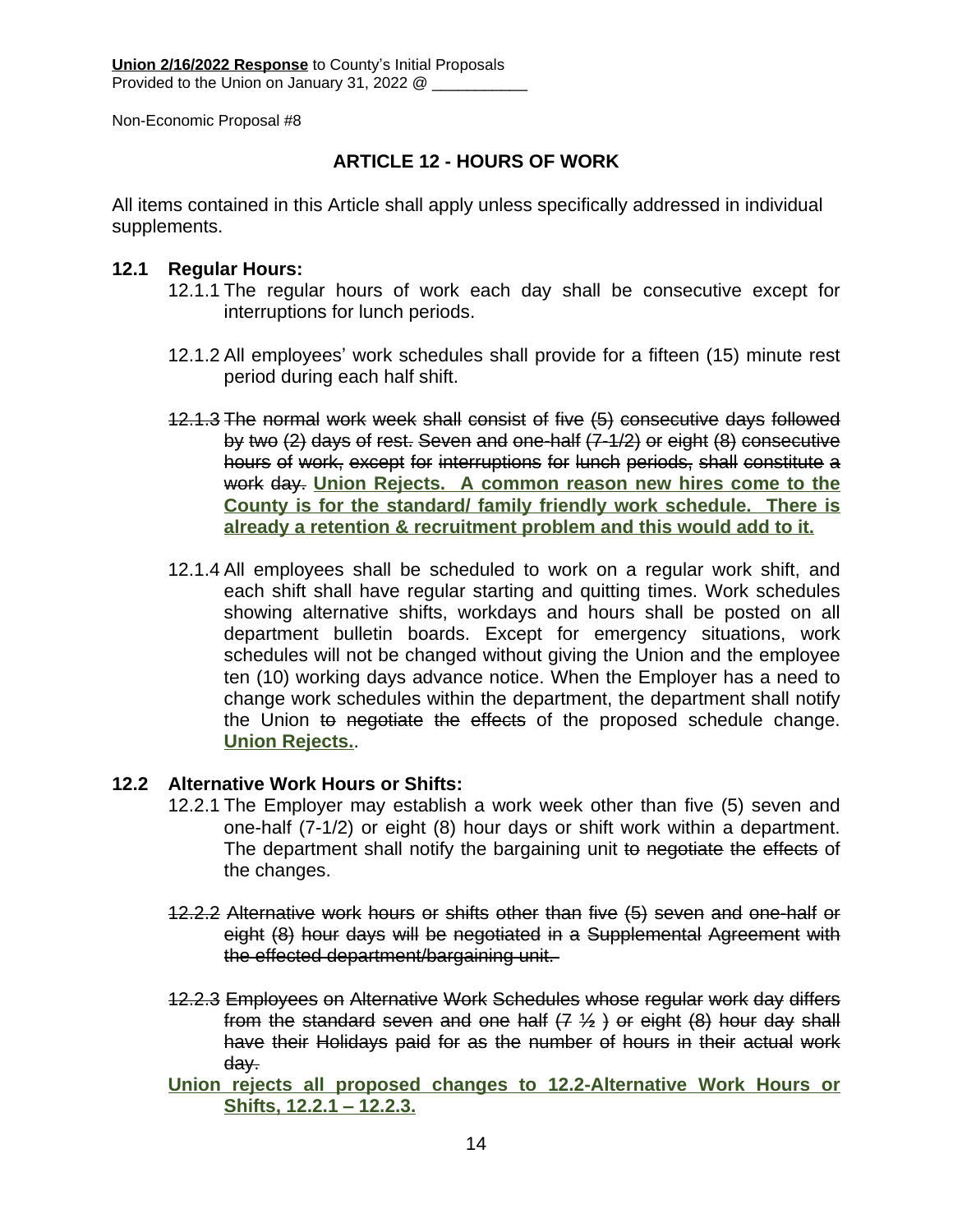**Union 2/16/2022 Response** to County's Initial Proposals
Provided to the Union on January 31, 2022 @ \_\_\_\_\_\_\_\_\_\_\_

Non-Economic Proposal #8

## ARTICLE 12 - HOURS OF WORK

All items contained in this Article shall apply unless specifically addressed in individual supplements.

### 12.1 Regular Hours:

12.1.1 The regular hours of work each day shall be consecutive except for interruptions for lunch periods.

12.1.2 All employees' work schedules shall provide for a fifteen (15) minute rest period during each half shift.

~~12.1.3 The normal work week shall consist of five (5) consecutive days followed by two (2) days of rest. Seven and one-half (7-1/2) or eight (8) consecutive hours of work, except for interruptions for lunch periods, shall constitute a work day.~~ **Union Rejects. A common reason new hires come to the County is for the standard/ family friendly work schedule. There is already a retention & recruitment problem and this would add to it.**

12.1.4 All employees shall be scheduled to work on a regular work shift, and each shift shall have regular starting and quitting times. Work schedules showing alternative shifts, workdays and hours shall be posted on all department bulletin boards. Except for emergency situations, work schedules will not be changed without giving the Union and the employee ten (10) working days advance notice. When the Employer has a need to change work schedules within the department, the department shall notify the Union ~~to negotiate the effects~~ of the proposed schedule change. **Union Rejects.**.

### 12.2 Alternative Work Hours or Shifts:

12.2.1 The Employer may establish a work week other than five (5) seven and one-half (7-1/2) or eight (8) hour days or shift work within a department. The department shall notify the bargaining unit ~~to negotiate the effects~~ of the changes.

~~12.2.2 Alternative work hours or shifts other than five (5) seven and one-half or eight (8) hour days will be negotiated in a Supplemental Agreement with the effected department/bargaining unit.~~

~~12.2.3 Employees on Alternative Work Schedules whose regular work day differs from the standard seven and one half (7 ½ ) or eight (8) hour day shall have their Holidays paid for as the number of hours in their actual work day.~~

**Union rejects all proposed changes to 12.2-Alternative Work Hours or Shifts, 12.2.1 – 12.2.3.**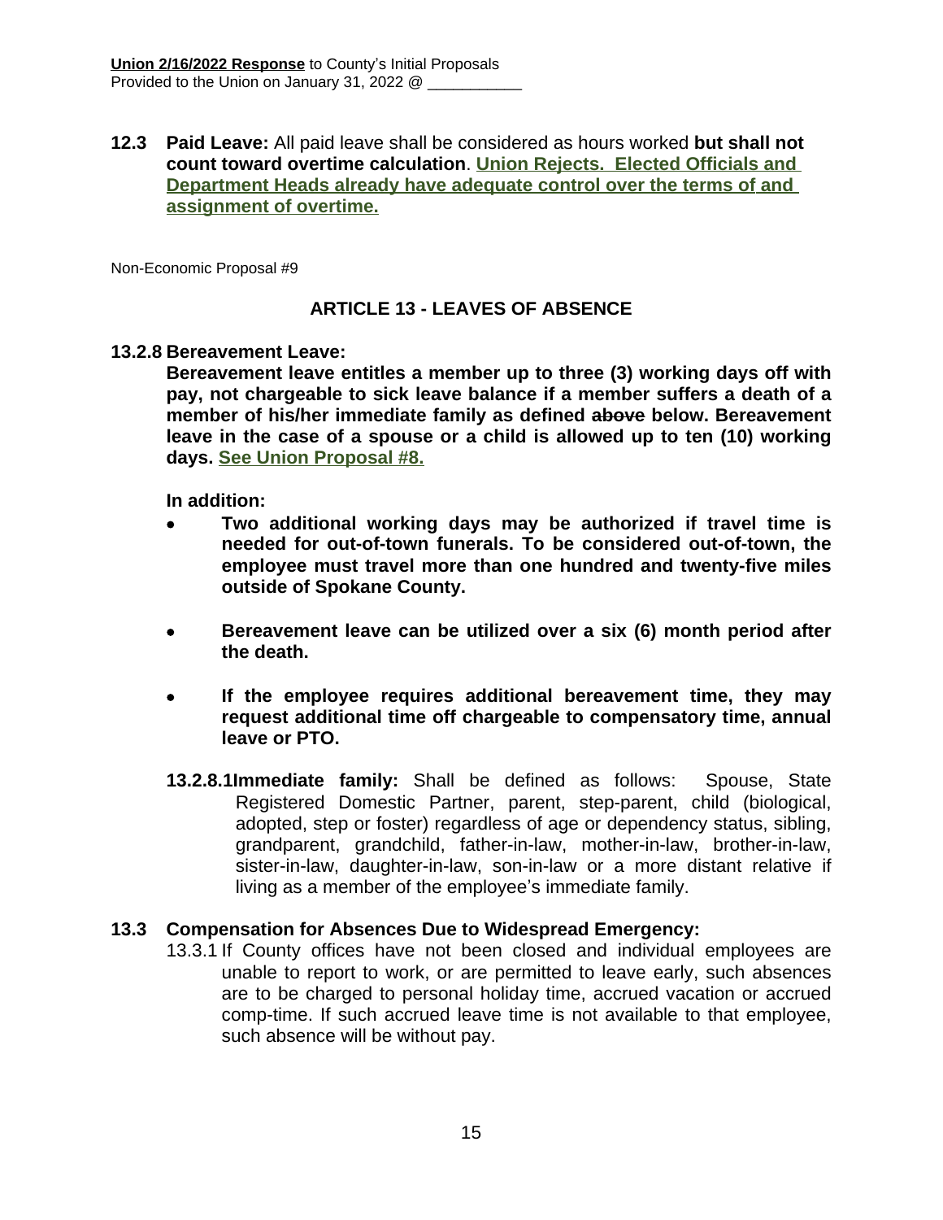**Union 2/16/2022 Response** to County's Initial Proposals
Provided to the Union on January 31, 2022 @ ___________

**12.3 Paid Leave:** All paid leave shall be considered as hours worked **but shall not count toward overtime calculation**. **Union Rejects. Elected Officials and Department Heads already have adequate control over the terms of and assignment of overtime.**

Non-Economic Proposal #9

## ARTICLE 13 - LEAVES OF ABSENCE

**13.2.8 Bereavement Leave:**

**Bereavement leave entitles a member up to three (3) working days off with pay, not chargeable to sick leave balance if a member suffers a death of a member of his/her immediate family as defined ~~above~~ below. Bereavement leave in the case of a spouse or a child is allowed up to ten (10) working days. See Union Proposal #8.**

**In addition:**

- **Two additional working days may be authorized if travel time is needed for out-of-town funerals. To be considered out-of-town, the employee must travel more than one hundred and twenty-five miles outside of Spokane County.**
- **Bereavement leave can be utilized over a six (6) month period after the death.**
- **If the employee requires additional bereavement time, they may request additional time off chargeable to compensatory time, annual leave or PTO.**

**13.2.8.1 Immediate family:** Shall be defined as follows: Spouse, State Registered Domestic Partner, parent, step-parent, child (biological, adopted, step or foster) regardless of age or dependency status, sibling, grandparent, grandchild, father-in-law, mother-in-law, brother-in-law, sister-in-law, daughter-in-law, son-in-law or a more distant relative if living as a member of the employee's immediate family.

**13.3 Compensation for Absences Due to Widespread Emergency:**

13.3.1 If County offices have not been closed and individual employees are unable to report to work, or are permitted to leave early, such absences are to be charged to personal holiday time, accrued vacation or accrued comp-time. If such accrued leave time is not available to that employee, such absence will be without pay.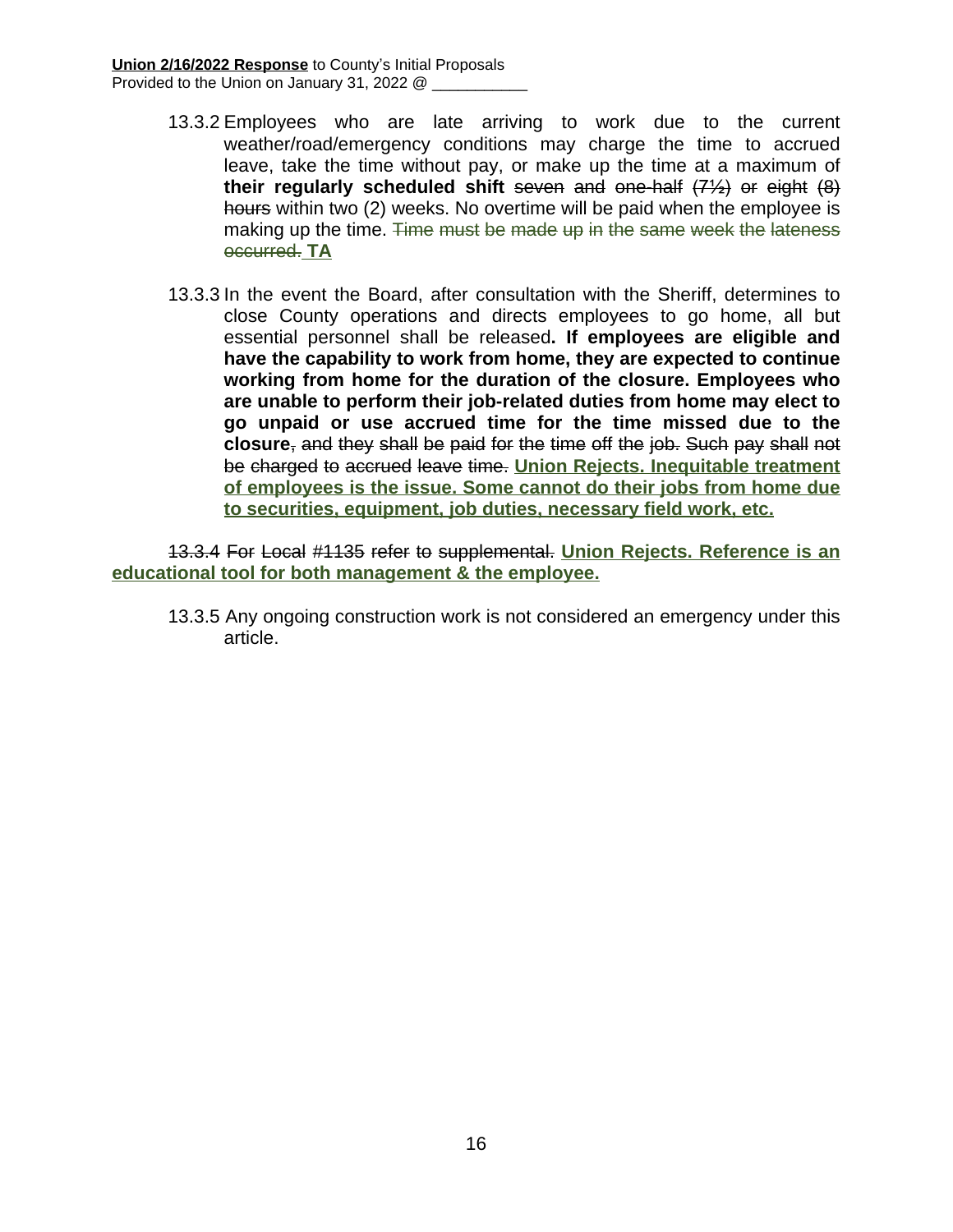13.3.2 Employees who are late arriving to work due to the current weather/road/emergency conditions may charge the time to accrued leave, take the time without pay, or make up the time at a maximum of **their regularly scheduled shift** ~~seven and one-half (7½) or eight (8) hours~~ within two (2) weeks. No overtime will be paid when the employee is making up the time. ~~Time must be made up in the same week the lateness occurred.~~ **TA**

13.3.3 In the event the Board, after consultation with the Sheriff, determines to close County operations and directs employees to go home, all but essential personnel shall be released**. If employees are eligible and have the capability to work from home, they are expected to continue working from home for the duration of the closure. Employees who are unable to perform their job-related duties from home may elect to go unpaid or use accrued time for the time missed due to the closure**~~, and they shall be paid for the time off the job. Such pay shall not be charged to accrued leave time.~~ **Union Rejects. Inequitable treatment of employees is the issue. Some cannot do their jobs from home due to securities, equipment, job duties, necessary field work, etc.**

~~13.3.4 For Local #1135 refer to supplemental.~~ **Union Rejects. Reference is an educational tool for both management & the employee.**

13.3.5 Any ongoing construction work is not considered an emergency under this article.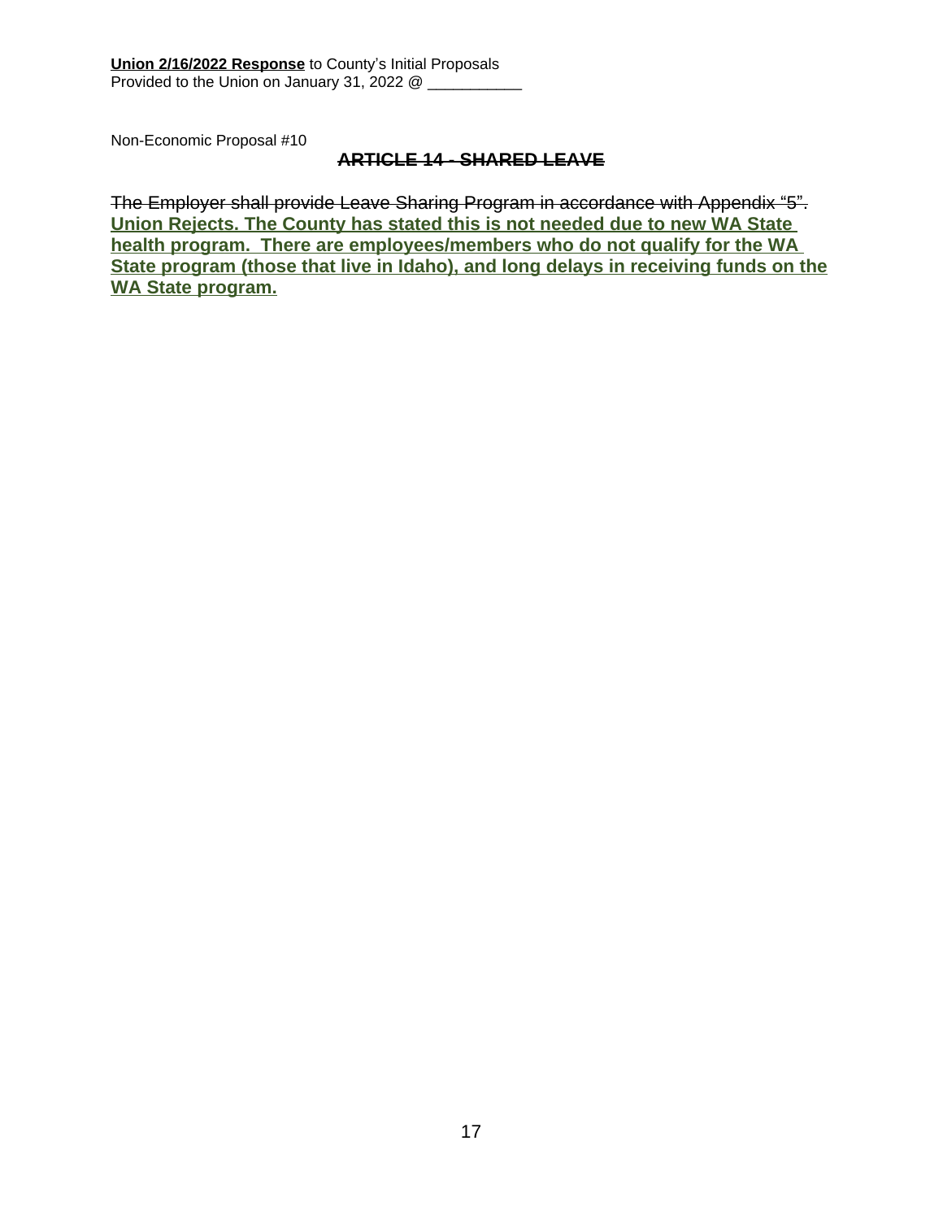**Union 2/16/2022 Response** to County's Initial Proposals
Provided to the Union on January 31, 2022 @ ___________

Non-Economic Proposal #10

## ~~ARTICLE 14 - SHARED LEAVE~~

~~The Employer shall provide Leave Sharing Program in accordance with Appendix "5".~~ **Union Rejects. The County has stated this is not needed due to new WA State health program. There are employees/members who do not qualify for the WA State program (those that live in Idaho), and long delays in receiving funds on the WA State program.**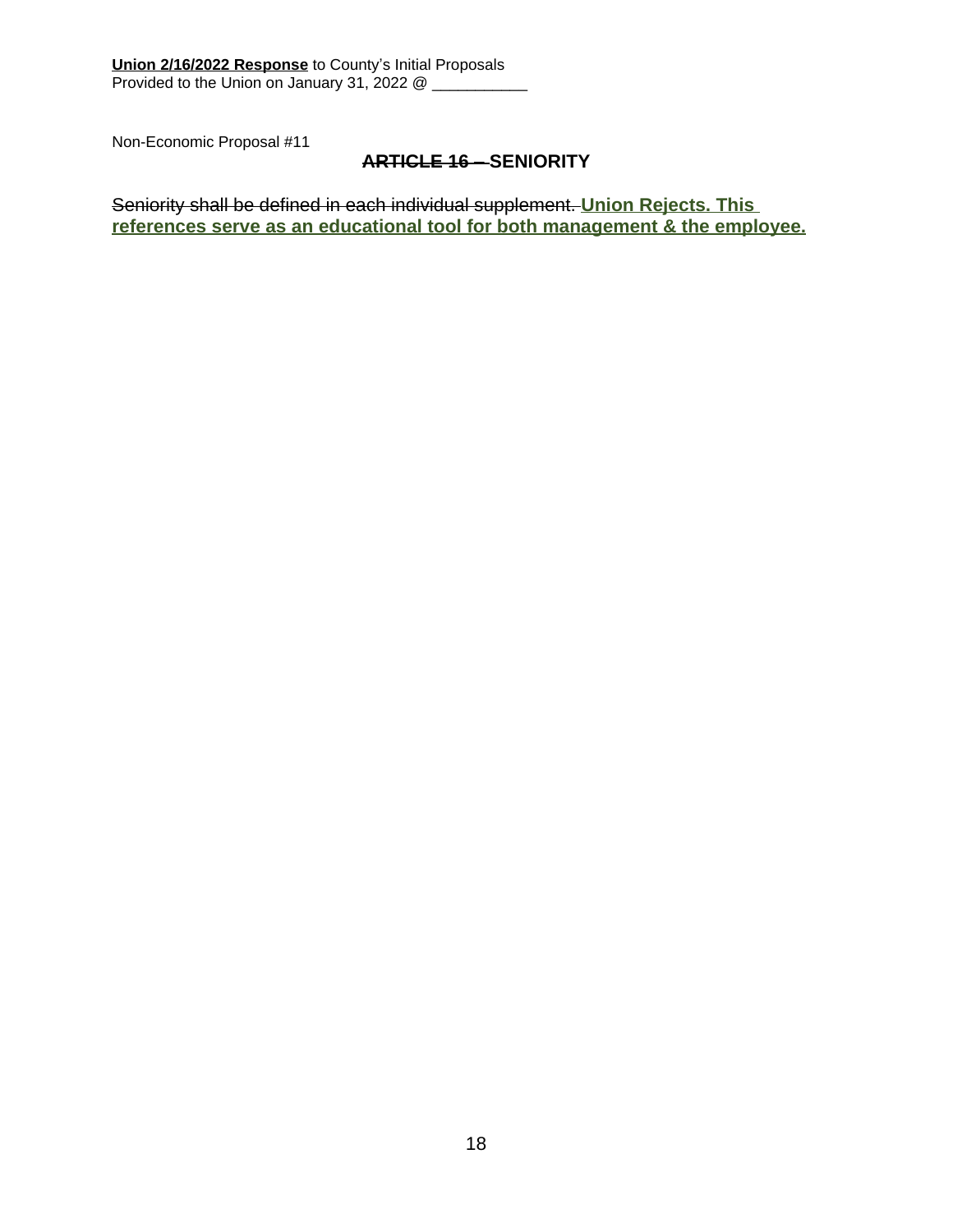**Union 2/16/2022 Response** to County's Initial Proposals
Provided to the Union on January 31, 2022 @ ___________

Non-Economic Proposal #11

## ~~ARTICLE 16 –~~ SENIORITY

~~Seniority shall be defined in each individual supplement.~~ **Union Rejects. This references serve as an educational tool for both management & the employee.**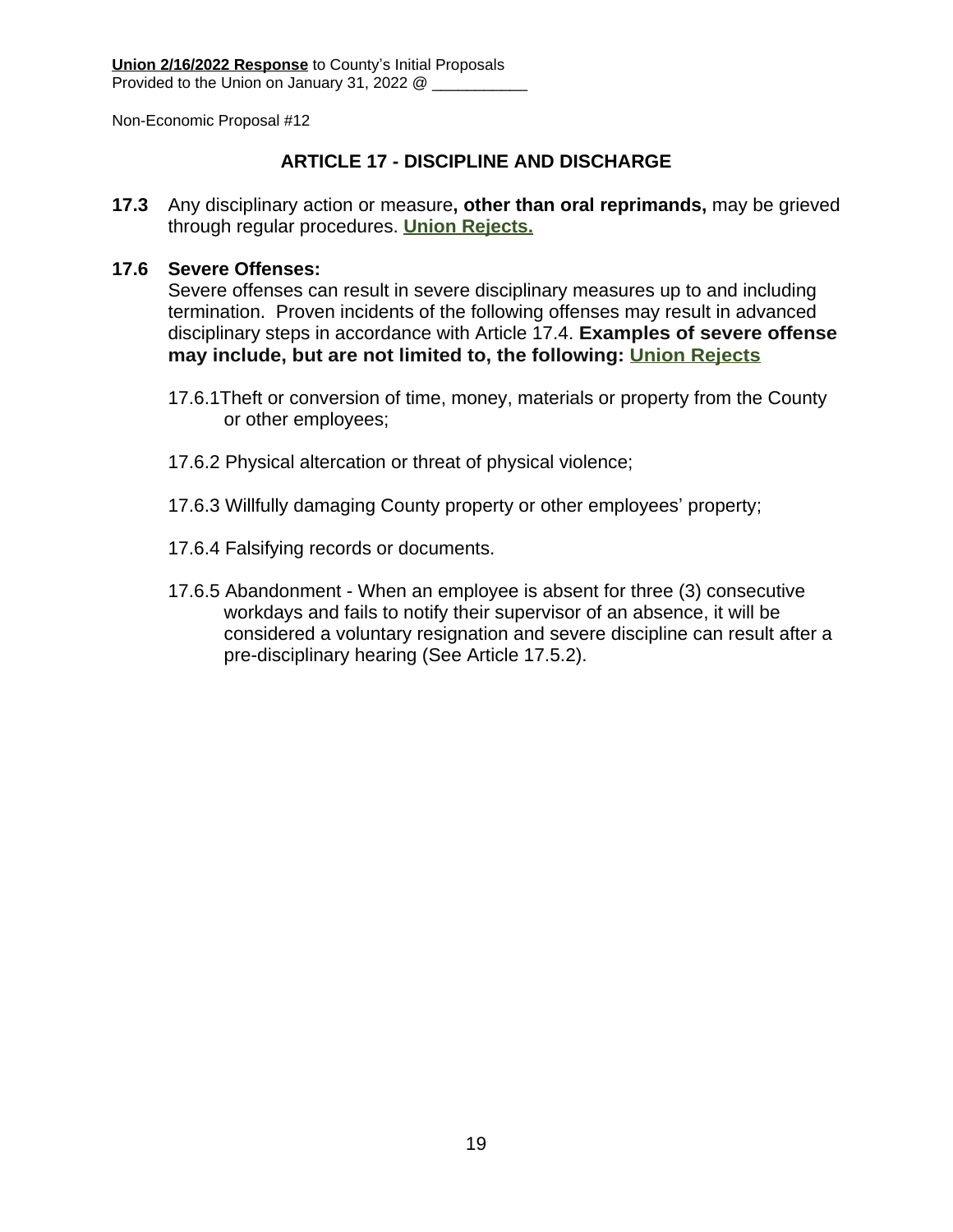**Union 2/16/2022 Response** to County's Initial Proposals
Provided to the Union on January 31, 2022 @ ___________

Non-Economic Proposal #12

## ARTICLE 17 - DISCIPLINE AND DISCHARGE

**17.3** Any disciplinary action or measure**, other than oral reprimands,** may be grieved through regular procedures. **Union Rejects.**

**17.6 Severe Offenses:**
Severe offenses can result in severe disciplinary measures up to and including termination. Proven incidents of the following offenses may result in advanced disciplinary steps in accordance with Article 17.4. **Examples of severe offense may include, but are not limited to, the following: Union Rejects**

17.6.1Theft or conversion of time, money, materials or property from the County or other employees;

17.6.2 Physical altercation or threat of physical violence;

17.6.3 Willfully damaging County property or other employees' property;

17.6.4 Falsifying records or documents.

17.6.5 Abandonment - When an employee is absent for three (3) consecutive workdays and fails to notify their supervisor of an absence, it will be considered a voluntary resignation and severe discipline can result after a pre-disciplinary hearing (See Article 17.5.2).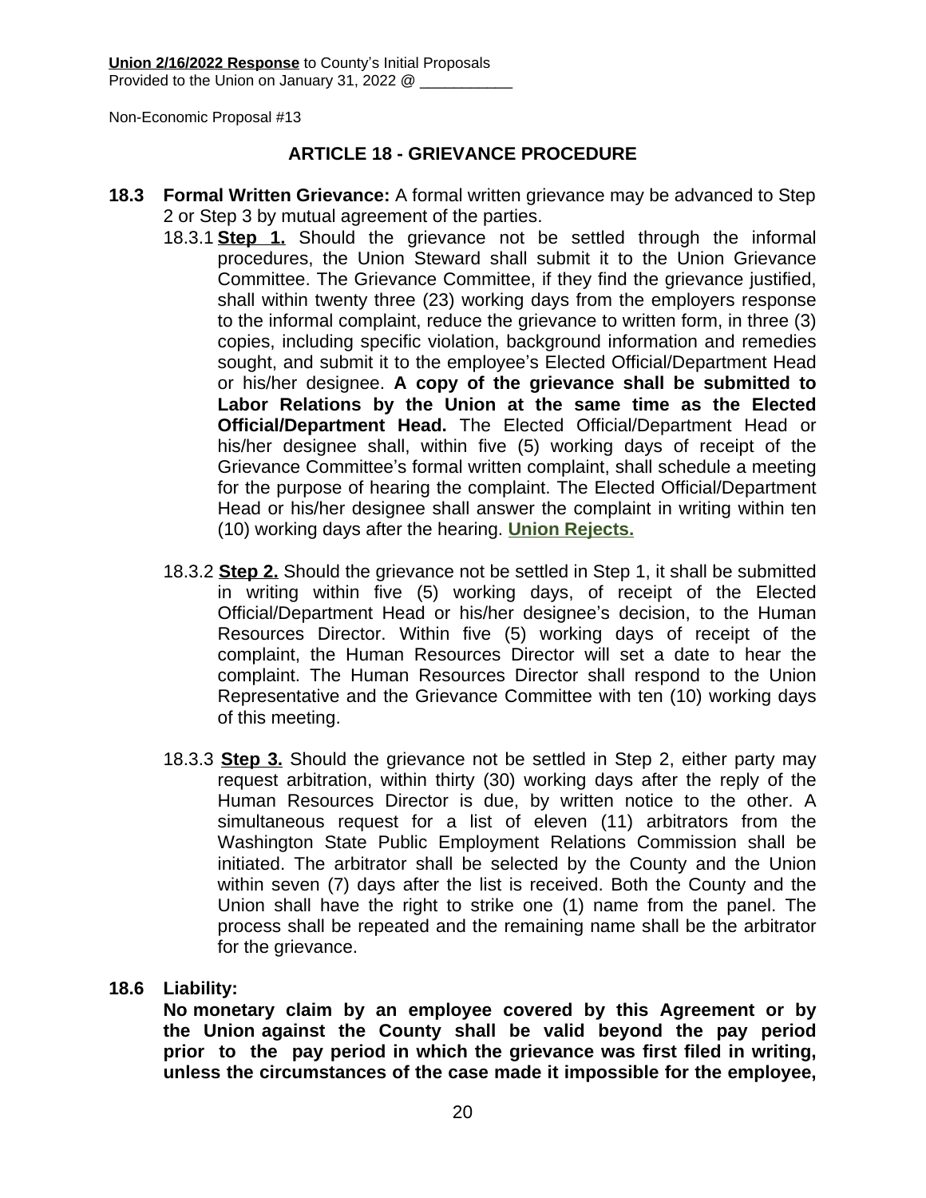**Union 2/16/2022 Response** to County's Initial Proposals
Provided to the Union on January 31, 2022 @ ___________

Non-Economic Proposal #13

## ARTICLE 18 - GRIEVANCE PROCEDURE

**18.3 Formal Written Grievance:** A formal written grievance may be advanced to Step 2 or Step 3 by mutual agreement of the parties.

18.3.1 **Step 1.** Should the grievance not be settled through the informal procedures, the Union Steward shall submit it to the Union Grievance Committee. The Grievance Committee, if they find the grievance justified, shall within twenty three (23) working days from the employers response to the informal complaint, reduce the grievance to written form, in three (3) copies, including specific violation, background information and remedies sought, and submit it to the employee's Elected Official/Department Head or his/her designee. **A copy of the grievance shall be submitted to Labor Relations by the Union at the same time as the Elected Official/Department Head.** The Elected Official/Department Head or his/her designee shall, within five (5) working days of receipt of the Grievance Committee's formal written complaint, shall schedule a meeting for the purpose of hearing the complaint. The Elected Official/Department Head or his/her designee shall answer the complaint in writing within ten (10) working days after the hearing. **Union Rejects.**

18.3.2 **Step 2.** Should the grievance not be settled in Step 1, it shall be submitted in writing within five (5) working days, of receipt of the Elected Official/Department Head or his/her designee's decision, to the Human Resources Director. Within five (5) working days of receipt of the complaint, the Human Resources Director will set a date to hear the complaint. The Human Resources Director shall respond to the Union Representative and the Grievance Committee with ten (10) working days of this meeting.

18.3.3 **Step 3.** Should the grievance not be settled in Step 2, either party may request arbitration, within thirty (30) working days after the reply of the Human Resources Director is due, by written notice to the other. A simultaneous request for a list of eleven (11) arbitrators from the Washington State Public Employment Relations Commission shall be initiated. The arbitrator shall be selected by the County and the Union within seven (7) days after the list is received. Both the County and the Union shall have the right to strike one (1) name from the panel. The process shall be repeated and the remaining name shall be the arbitrator for the grievance.

**18.6 Liability:**

**No monetary claim by an employee covered by this Agreement or by the Union against the County shall be valid beyond the pay period prior to the pay period in which the grievance was first filed in writing, unless the circumstances of the case made it impossible for the employee,**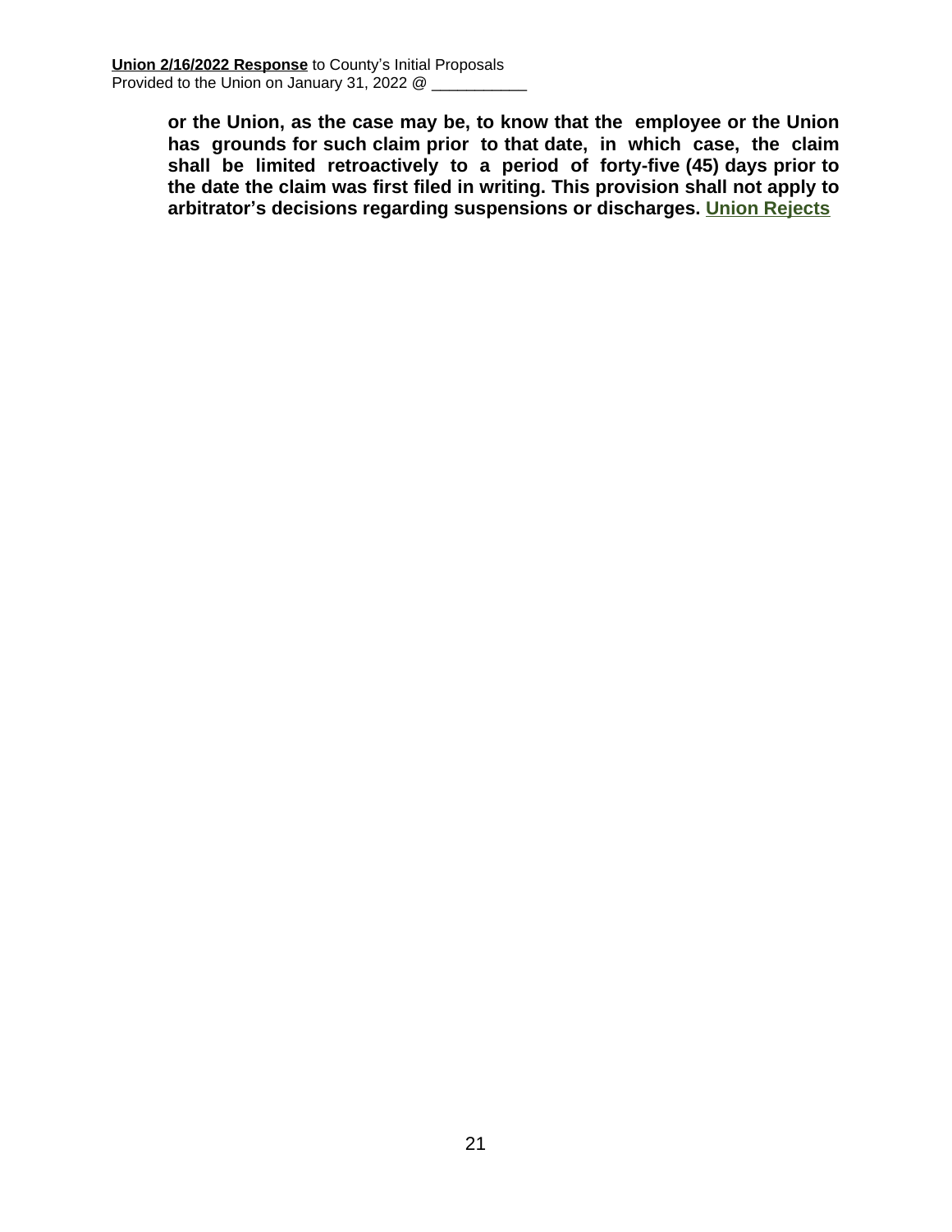**or the Union, as the case may be, to know that the employee or the Union has grounds for such claim prior to that date, in which case, the claim shall be limited retroactively to a period of forty-five (45) days prior to the date the claim was first filed in writing. This provision shall not apply to arbitrator's decisions regarding suspensions or discharges.** **Union Rejects**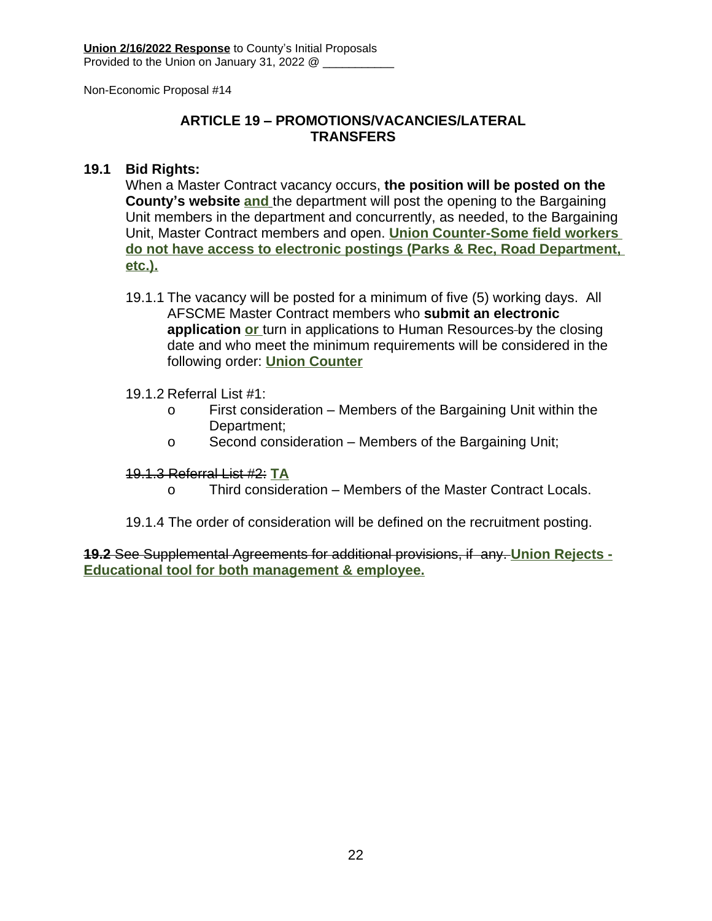**Union 2/16/2022 Response** to County's Initial Proposals
Provided to the Union on January 31, 2022 @ ___________

Non-Economic Proposal #14

## ARTICLE 19 – PROMOTIONS/VACANCIES/LATERAL TRANSFERS

**19.1 Bid Rights:**

When a Master Contract vacancy occurs, **the position will be posted on the County's website** **and** the department will post the opening to the Bargaining Unit members in the department and concurrently, as needed, to the Bargaining Unit, Master Contract members and open. **Union Counter-Some field workers do not have access to electronic postings (Parks & Rec, Road Department, etc.).**

19.1.1 The vacancy will be posted for a minimum of five (5) working days. All AFSCME Master Contract members who **submit an electronic application** **or** turn in applications to Human Resources ~~-~~by the closing date and who meet the minimum requirements will be considered in the following order: **Union Counter**

19.1.2 Referral List #1:

- First consideration – Members of the Bargaining Unit within the Department;
- Second consideration – Members of the Bargaining Unit;

~~19.1.3 Referral List #2:~~ **TA**

- Third consideration – Members of the Master Contract Locals.

19.1.4 The order of consideration will be defined on the recruitment posting.

~~**19.2** See Supplemental Agreements for additional provisions, if any.~~ **Union Rejects - Educational tool for both management & employee.**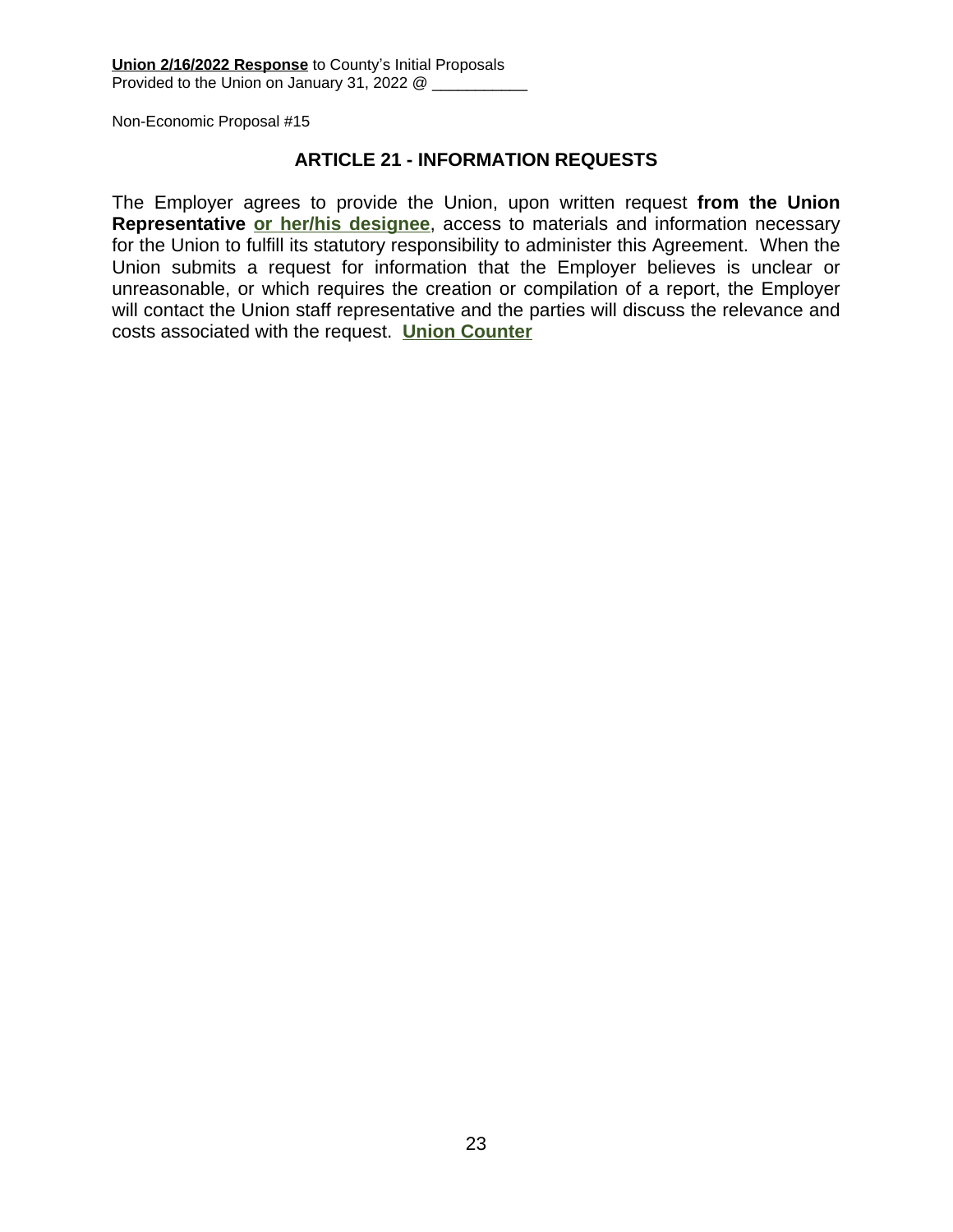**Union 2/16/2022 Response** to County's Initial Proposals
Provided to the Union on January 31, 2022 @ ___________

Non-Economic Proposal #15

## ARTICLE 21 - INFORMATION REQUESTS

The Employer agrees to provide the Union, upon written request **from the Union Representative** **or her/his designee**, access to materials and information necessary for the Union to fulfill its statutory responsibility to administer this Agreement. When the Union submits a request for information that the Employer believes is unclear or unreasonable, or which requires the creation or compilation of a report, the Employer will contact the Union staff representative and the parties will discuss the relevance and costs associated with the request. **Union Counter**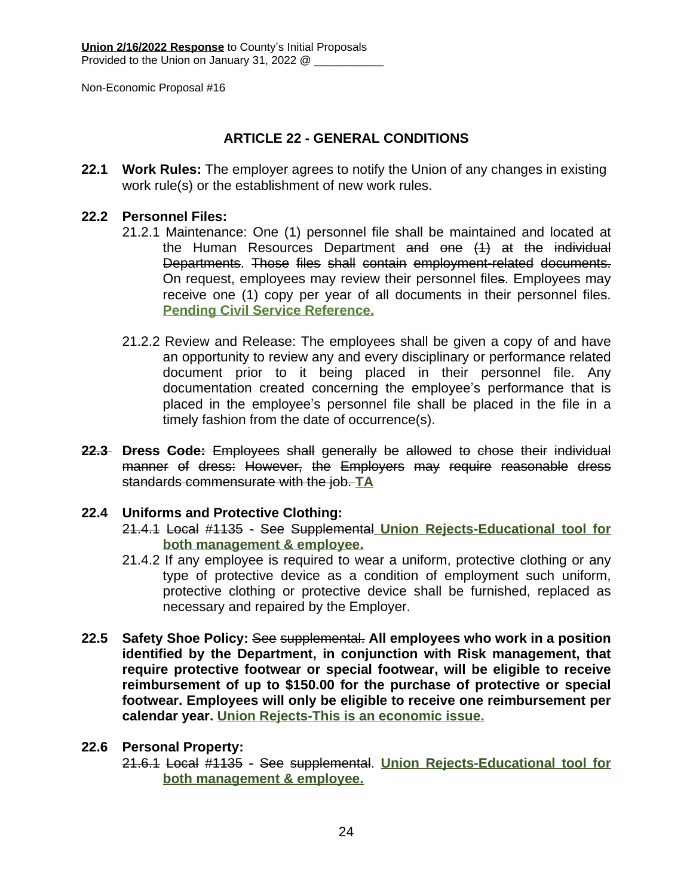**Union 2/16/2022 Response** to County's Initial Proposals
Provided to the Union on January 31, 2022 @ ___________

Non-Economic Proposal #16

## ARTICLE 22 - GENERAL CONDITIONS

**22.1 Work Rules:** The employer agrees to notify the Union of any changes in existing work rule(s) or the establishment of new work rules.

**22.2 Personnel Files:**

21.2.1 Maintenance: One (1) personnel file shall be maintained and located at the Human Resources Department ~~and one (1) at the individual Departments~~. ~~Those files shall contain employment-related documents.~~ On request, employees may review their personnel file~~s~~. Employees may receive one (1) copy per year of all documents in their personnel file~~s~~. **Pending Civil Service Reference.**

21.2.2 Review and Release: The employees shall be given a copy of and have an opportunity to review any and every disciplinary or performance related document prior to it being placed in their personnel file. Any documentation created concerning the employee's performance that is placed in the employee's personnel file shall be placed in the file in a timely fashion from the date of occurrence(s).

~~**22.3 Dress Code:** Employees shall generally be allowed to chose their individual manner of dress: However, the Employers may require reasonable dress standards commensurate with the job.~~ **TA**

**22.4 Uniforms and Protective Clothing:**

~~21.4.1 Local #1135~~ - ~~See Supplemental~~ **Union Rejects-Educational tool for both management & employee.**

21.4.2 If any employee is required to wear a uniform, protective clothing or any type of protective device as a condition of employment such uniform, protective clothing or protective device shall be furnished, replaced as necessary and repaired by the Employer.

**22.5 Safety Shoe Policy:** ~~See supplemental.~~ **All employees who work in a position identified by the Department, in conjunction with Risk management, that require protective footwear or special footwear, will be eligible to receive reimbursement of up to $150.00 for the purchase of protective or special footwear. Employees will only be eligible to receive one reimbursement per calendar year.** **Union Rejects-This is an economic issue.**

**22.6 Personal Property:**

~~21.6.1 Local #1135~~ - ~~See supplemental~~. **Union Rejects-Educational tool for both management & employee.**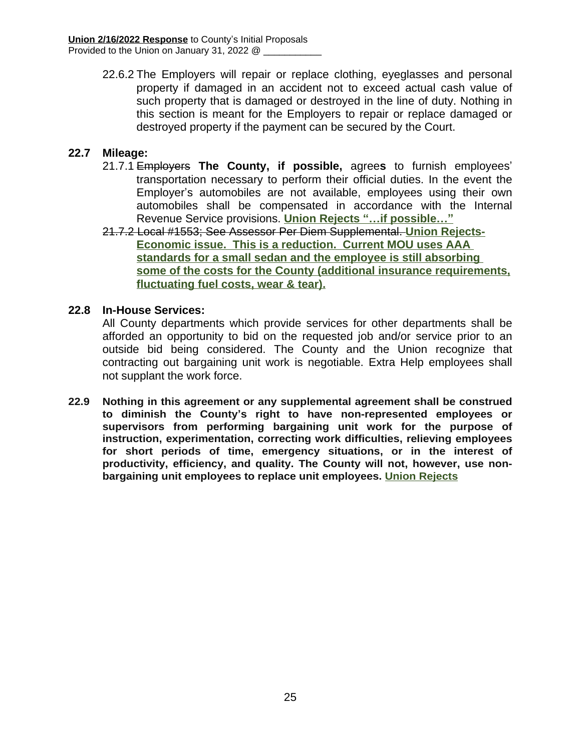22.6.2 The Employers will repair or replace clothing, eyeglasses and personal property if damaged in an accident not to exceed actual cash value of such property that is damaged or destroyed in the line of duty. Nothing in this section is meant for the Employers to repair or replace damaged or destroyed property if the payment can be secured by the Court.

**22.7 Mileage:**

21.7.1 ~~Employers~~ **The County, if possible,** agree**s** to furnish employees' transportation necessary to perform their official duties. In the event the Employer's automobiles are not available, employees using their own automobiles shall be compensated in accordance with the Internal Revenue Service provisions. **Union Rejects "…if possible…"**

~~21.7.2 Local #1553; See Assessor Per Diem Supplemental.~~ **Union Rejects- Economic issue. This is a reduction. Current MOU uses AAA standards for a small sedan and the employee is still absorbing some of the costs for the County (additional insurance requirements, fluctuating fuel costs, wear & tear).**

**22.8 In-House Services:**

All County departments which provide services for other departments shall be afforded an opportunity to bid on the requested job and/or service prior to an outside bid being considered. The County and the Union recognize that contracting out bargaining unit work is negotiable. Extra Help employees shall not supplant the work force.

**22.9 Nothing in this agreement or any supplemental agreement shall be construed to diminish the County's right to have non-represented employees or supervisors from performing bargaining unit work for the purpose of instruction, experimentation, correcting work difficulties, relieving employees for short periods of time, emergency situations, or in the interest of productivity, efficiency, and quality. The County will not, however, use non-bargaining unit employees to replace unit employees. Union Rejects**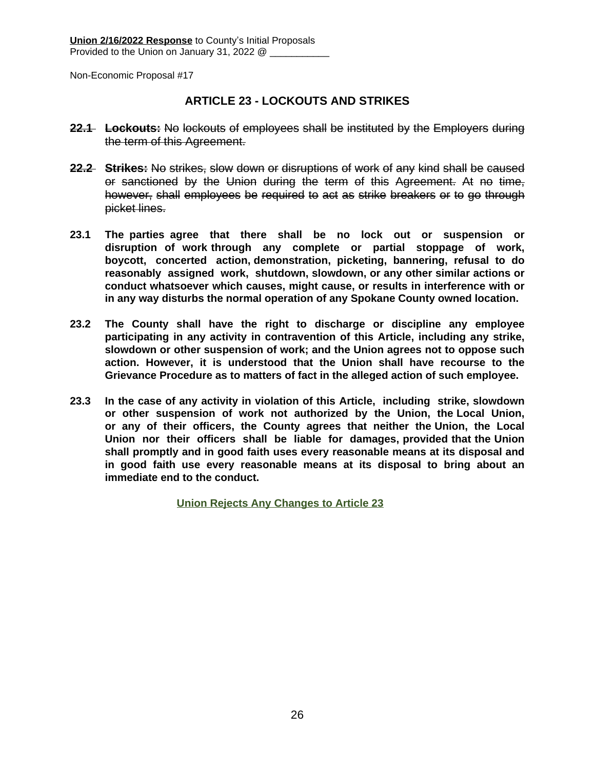**Union 2/16/2022 Response** to County's Initial Proposals
Provided to the Union on January 31, 2022 @ ___________

Non-Economic Proposal #17

## ARTICLE 23 - LOCKOUTS AND STRIKES

~~**22.1 Lockouts:** No lockouts of employees shall be instituted by the Employers during the term of this Agreement.~~

~~**22.2 Strikes:** No strikes, slow down or disruptions of work of any kind shall be caused or sanctioned by the Union during the term of this Agreement. At no time, however, shall employees be required to act as strike breakers or to go through picket lines.~~

**23.1 The parties agree that there shall be no lock out or suspension or disruption of work through any complete or partial stoppage of work, boycott, concerted action, demonstration, picketing, bannering, refusal to do reasonably assigned work, shutdown, slowdown, or any other similar actions or conduct whatsoever which causes, might cause, or results in interference with or in any way disturbs the normal operation of any Spokane County owned location.**

**23.2 The County shall have the right to discharge or discipline any employee participating in any activity in contravention of this Article, including any strike, slowdown or other suspension of work; and the Union agrees not to oppose such action. However, it is understood that the Union shall have recourse to the Grievance Procedure as to matters of fact in the alleged action of such employee.**

**23.3 In the case of any activity in violation of this Article, including strike, slowdown or other suspension of work not authorized by the Union, the Local Union, or any of their officers, the County agrees that neither the Union, the Local Union nor their officers shall be liable for damages, provided that the Union shall promptly and in good faith uses every reasonable means at its disposal and in good faith use every reasonable means at its disposal to bring about an immediate end to the conduct.**

**Union Rejects Any Changes to Article 23**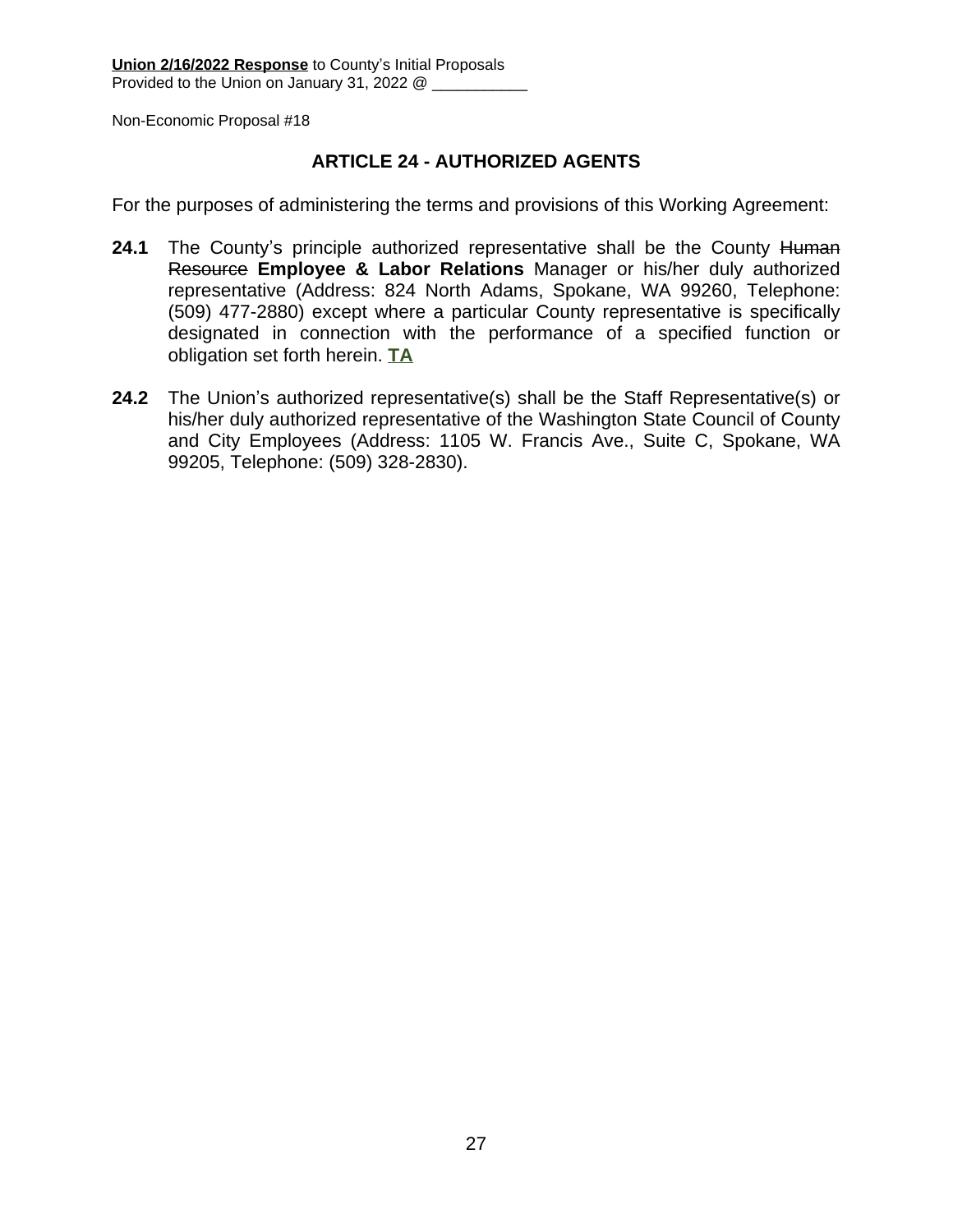**Union 2/16/2022 Response** to County's Initial Proposals
Provided to the Union on January 31, 2022 @ ___________

Non-Economic Proposal #18

## ARTICLE 24 - AUTHORIZED AGENTS

For the purposes of administering the terms and provisions of this Working Agreement:

**24.1** The County's principle authorized representative shall be the County ~~Human Resource~~ **Employee & Labor Relations** Manager or his/her duly authorized representative (Address: 824 North Adams, Spokane, WA 99260, Telephone: (509) 477-2880) except where a particular County representative is specifically designated in connection with the performance of a specified function or obligation set forth herein. **TA**

**24.2** The Union's authorized representative(s) shall be the Staff Representative(s) or his/her duly authorized representative of the Washington State Council of County and City Employees (Address: 1105 W. Francis Ave., Suite C, Spokane, WA 99205, Telephone: (509) 328-2830).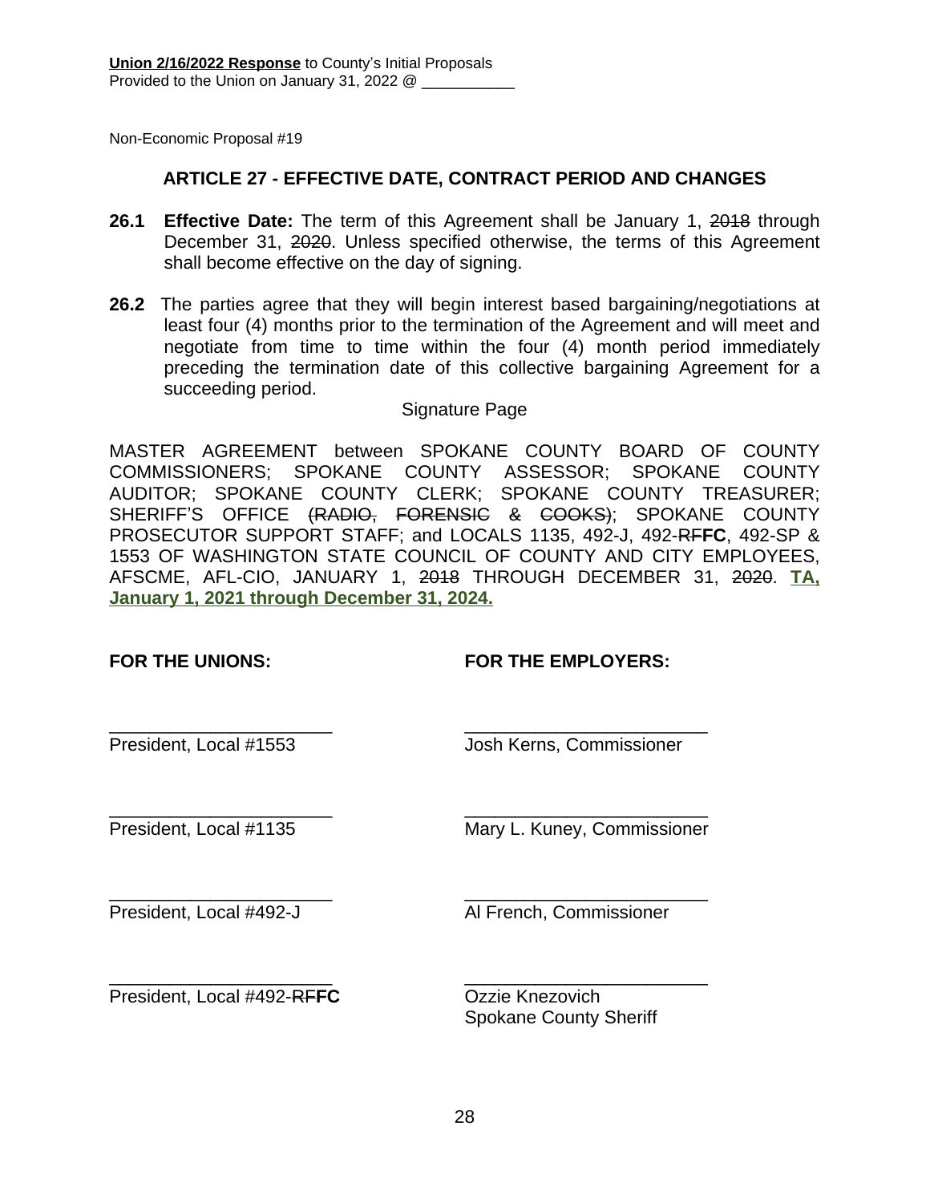**Union 2/16/2022 Response** to County's Initial Proposals
Provided to the Union on January 31, 2022 @ ___________

Non-Economic Proposal #19

## ARTICLE 27 - EFFECTIVE DATE, CONTRACT PERIOD AND CHANGES

**26.1 Effective Date:** The term of this Agreement shall be January 1, ~~2018~~ through December 31, ~~2020~~. Unless specified otherwise, the terms of this Agreement shall become effective on the day of signing.

**26.2** The parties agree that they will begin interest based bargaining/negotiations at least four (4) months prior to the termination of the Agreement and will meet and negotiate from time to time within the four (4) month period immediately preceding the termination date of this collective bargaining Agreement for a succeeding period.

Signature Page

MASTER AGREEMENT between SPOKANE COUNTY BOARD OF COUNTY COMMISSIONERS; SPOKANE COUNTY ASSESSOR; SPOKANE COUNTY AUDITOR; SPOKANE COUNTY CLERK; SPOKANE COUNTY TREASURER; SHERIFF'S OFFICE ~~(RADIO, FORENSIC & COOKS)~~; SPOKANE COUNTY PROSECUTOR SUPPORT STAFF; and LOCALS 1135, 492-J, 492-~~RF~~**FC**, 492-SP & 1553 OF WASHINGTON STATE COUNCIL OF COUNTY AND CITY EMPLOYEES, AFSCME, AFL-CIO, JANUARY 1, ~~2018~~ THROUGH DECEMBER 31, ~~2020~~. **TA, January 1, 2021 through December 31, 2024.**

| **FOR THE UNIONS:** | **FOR THE EMPLOYERS:** |
|---|---|
| ______________________ President, Local #1553 | ______________________ Josh Kerns, Commissioner |
| ______________________ President, Local #1135 | ______________________ Mary L. Kuney, Commissioner |
| ______________________ President, Local #492-J | ______________________ Al French, Commissioner |
| ______________________ President, Local #492-~~RF~~**FC** | ______________________ Ozzie Knezovich Spokane County Sheriff |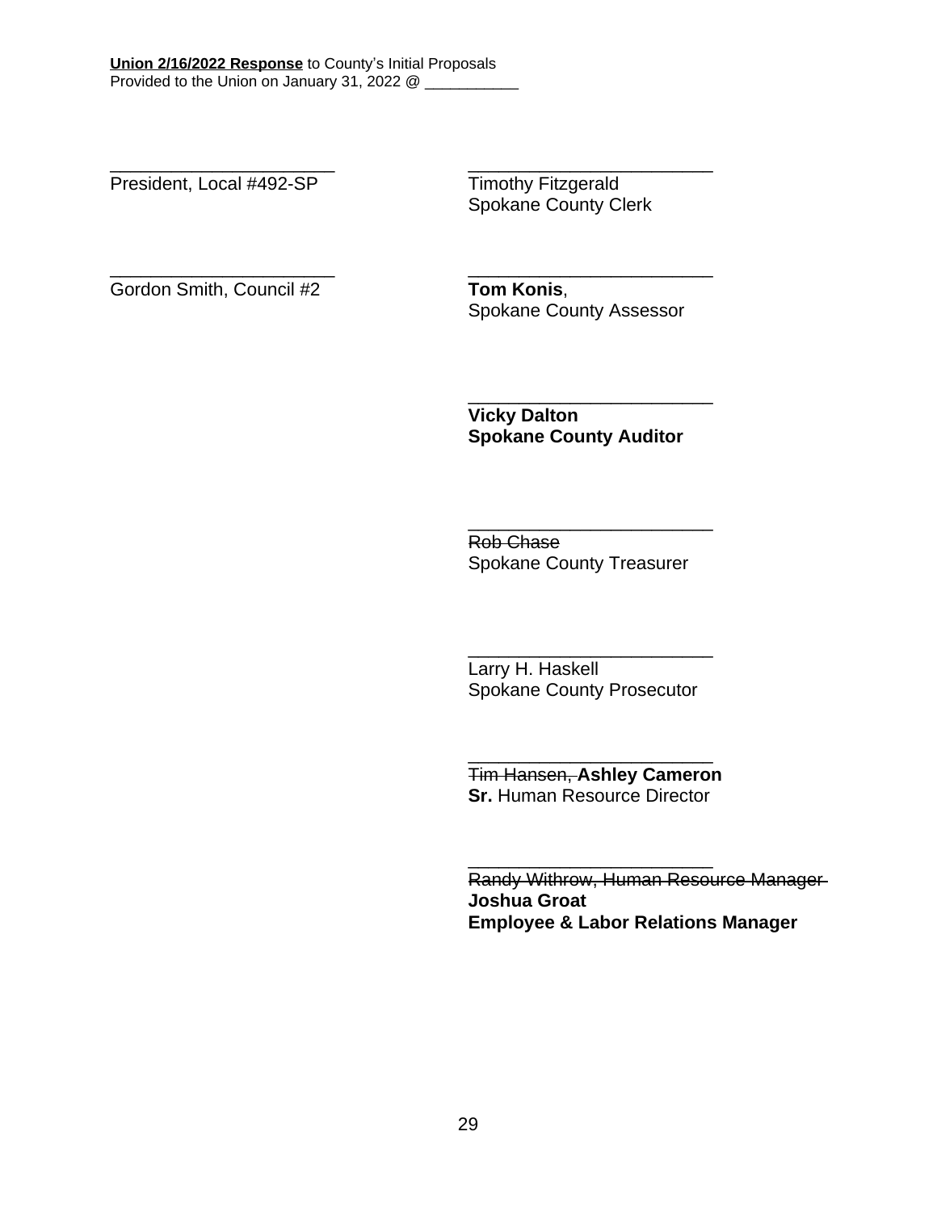**<u>Union 2/16/2022 Response</u>** to County's Initial Proposals
Provided to the Union on January 31, 2022 @ ___________

______________________
President, Local #492-SP

______________________
Gordon Smith, Council #2

______________________
Timothy Fitzgerald
Spokane County Clerk

______________________
**Tom Konis**,
Spokane County Assessor

______________________
**Vicky Dalton**
**Spokane County Auditor**

______________________
~~Rob Chase~~
Spokane County Treasurer

______________________
Larry H. Haskell
Spokane County Prosecutor

______________________
~~Tim Hansen,~~ **Ashley Cameron**
**Sr.** Human Resource Director

______________________
~~Randy Withrow, Human Resource Manager~~
**Joshua Groat**
**Employee & Labor Relations Manager**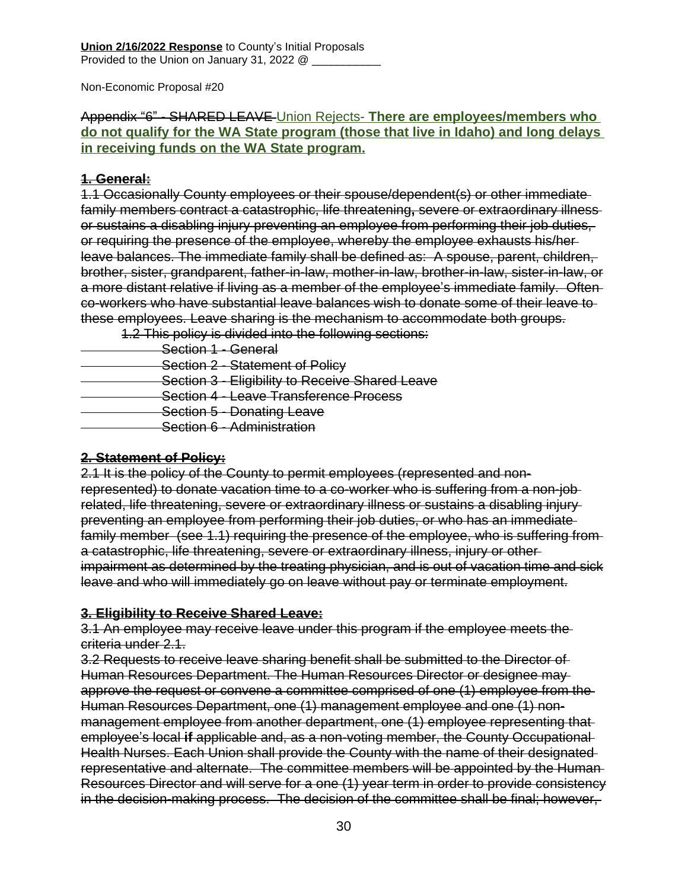**Union 2/16/2022 Response** to County's Initial Proposals
Provided to the Union on January 31, 2022 @ ___________

Non-Economic Proposal #20

~~Appendix "6" - SHARED LEAVE~~ Union Rejects- **There are employees/members who do not qualify for the WA State program (those that live in Idaho) and long delays in receiving funds on the WA State program.**

~~**1. General:**~~

~~1.1 Occasionally County employees or their spouse/dependent(s) or other immediate family members contract a catastrophic, life threatening, severe or extraordinary illness or sustains a disabling injury preventing an employee from performing their job duties, or requiring the presence of the employee, whereby the employee exhausts his/her leave balances. The immediate family shall be defined as: A spouse, parent, children, brother, sister, grandparent, father-in-law, mother-in-law, brother-in-law, sister-in-law, or a more distant relative if living as a member of the employee's immediate family. Often co-workers who have substantial leave balances wish to donate some of their leave to these employees. Leave sharing is the mechanism to accommodate both groups.~~

~~1.2 This policy is divided into the following sections:~~

- ~~Section 1 - General~~
- ~~Section 2 - Statement of Policy~~
- ~~Section 3 - Eligibility to Receive Shared Leave~~
- ~~Section 4 - Leave Transference Process~~
- ~~Section 5 - Donating Leave~~
- ~~Section 6 - Administration~~

~~**2. Statement of Policy:**~~

~~2.1 It is the policy of the County to permit employees (represented and non-represented) to donate vacation time to a co-worker who is suffering from a non-job related, life threatening, severe or extraordinary illness or sustains a disabling injury preventing an employee from performing their job duties, or who has an immediate family member (see 1.1) requiring the presence of the employee, who is suffering from a catastrophic, life threatening, severe or extraordinary illness, injury or other impairment as determined by the treating physician, and is out of vacation time and sick leave and who will immediately go on leave without pay or terminate employment.~~

~~**3. Eligibility to Receive Shared Leave:**~~

~~3.1 An employee may receive leave under this program if the employee meets the criteria under 2.1.~~

~~3.2 Requests to receive leave sharing benefit shall be submitted to the Director of Human Resources Department. The Human Resources Director or designee may approve the request or convene a committee comprised of one (1) employee from the Human Resources Department, one (1) management employee and one (1) non-management employee from another department, one (1) employee representing that employee's local **if** applicable and, as a non-voting member, the County Occupational Health Nurses. Each Union shall provide the County with the name of their designated representative and alternate. The committee members will be appointed by the Human Resources Director and will serve for a one (1) year term in order to provide consistency in the decision-making process. The decision of the committee shall be final; however,~~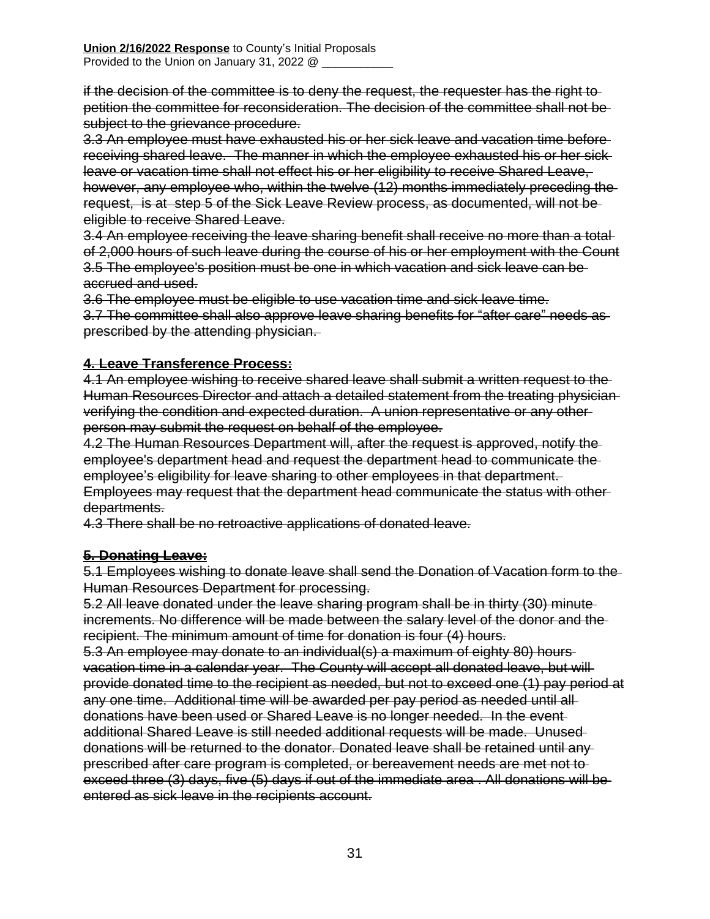~~if the decision of the committee is to deny the request, the requester has the right to petition the committee for reconsideration. The decision of the committee shall not be subject to the grievance procedure.~~

~~3.3 An employee must have exhausted his or her sick leave and vacation time before receiving shared leave. The manner in which the employee exhausted his or her sick leave or vacation time shall not effect his or her eligibility to receive Shared Leave, however, any employee who, within the twelve (12) months immediately preceding the request, is at step 5 of the Sick Leave Review process, as documented, will not be eligible to receive Shared Leave.~~

~~3.4 An employee receiving the leave sharing benefit shall receive no more than a total of 2,000 hours of such leave during the course of his or her employment with the Count~~

~~3.5 The employee's position must be one in which vacation and sick leave can be accrued and used.~~

~~3.6 The employee must be eligible to use vacation time and sick leave time.~~

~~3.7 The committee shall also approve leave sharing benefits for "after care" needs as prescribed by the attending physician.~~

**~~4. Leave Transference Process:~~**

~~4.1 An employee wishing to receive shared leave shall submit a written request to the Human Resources Director and attach a detailed statement from the treating physician verifying the condition and expected duration. A union representative or any other person may submit the request on behalf of the employee.~~

~~4.2 The Human Resources Department will, after the request is approved, notify the employee's department head and request the department head to communicate the employee's eligibility for leave sharing to other employees in that department. Employees may request that the department head communicate the status with other departments.~~

~~4.3 There shall be no retroactive applications of donated leave.~~

**~~5. Donating Leave:~~**

~~5.1 Employees wishing to donate leave shall send the Donation of Vacation form to the Human Resources Department for processing.~~

~~5.2 All leave donated under the leave sharing program shall be in thirty (30) minute increments. No difference will be made between the salary level of the donor and the recipient. The minimum amount of time for donation is four (4) hours.~~

~~5.3 An employee may donate to an individual(s) a maximum of eighty 80) hours vacation time in a calendar year. The County will accept all donated leave, but will provide donated time to the recipient as needed, but not to exceed one (1) pay period at any one time. Additional time will be awarded per pay period as needed until all donations have been used or Shared Leave is no longer needed. In the event additional Shared Leave is still needed additional requests will be made. Unused donations will be returned to the donator. Donated leave shall be retained until any prescribed after care program is completed, or bereavement needs are met not to exceed three (3) days, five (5) days if out of the immediate area . All donations will be entered as sick leave in the recipients account.~~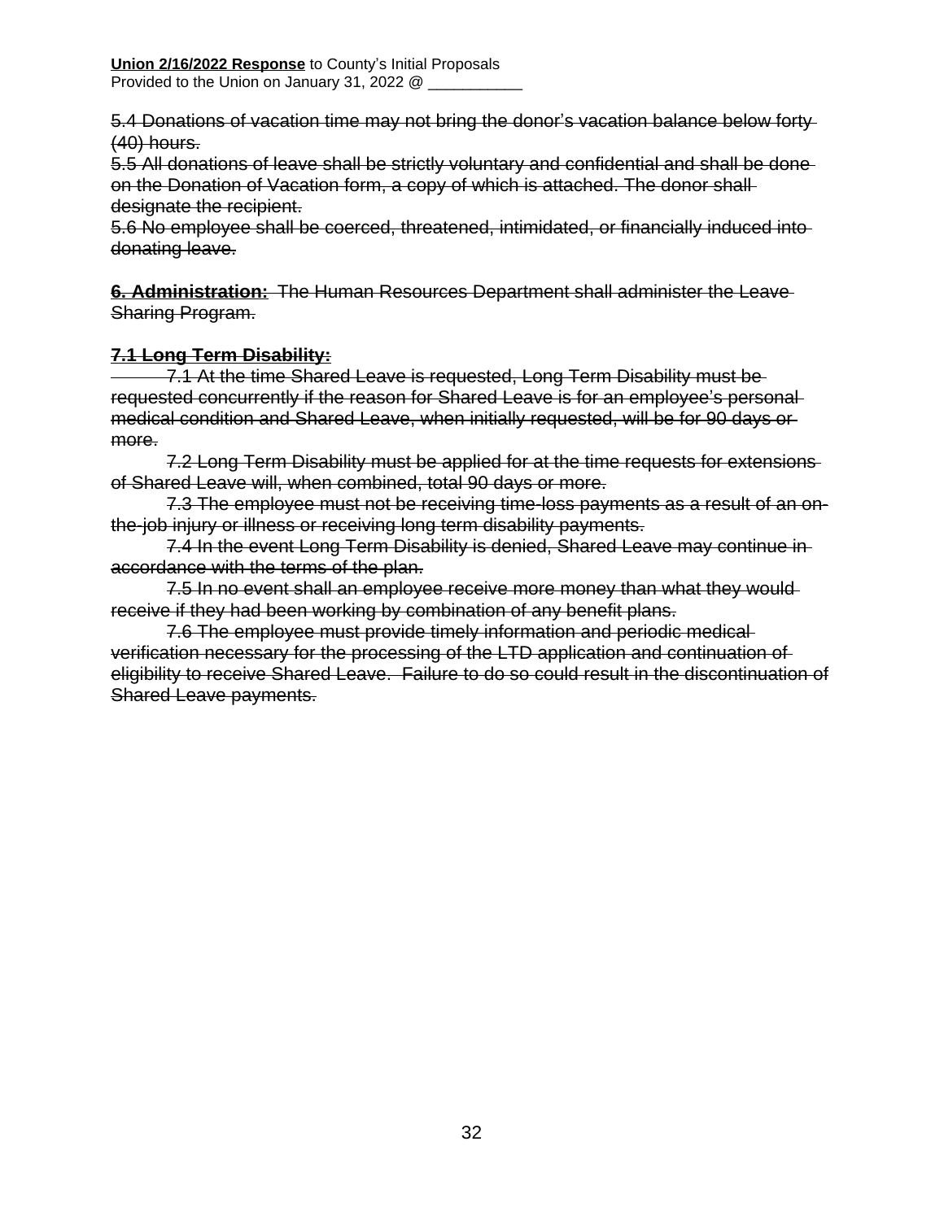~~5.4 Donations of vacation time may not bring the donor's vacation balance below forty (40) hours.~~
~~5.5 All donations of leave shall be strictly voluntary and confidential and shall be done on the Donation of Vacation form, a copy of which is attached. The donor shall designate the recipient.~~
~~5.6 No employee shall be coerced, threatened, intimidated, or financially induced into donating leave.~~

~~**6. Administration:** The Human Resources Department shall administer the Leave Sharing Program.~~

~~**7.1 Long Term Disability:**~~

~~7.1 At the time Shared Leave is requested, Long Term Disability must be requested concurrently if the reason for Shared Leave is for an employee's personal medical condition and Shared Leave, when initially requested, will be for 90 days or more.~~

~~7.2 Long Term Disability must be applied for at the time requests for extensions of Shared Leave will, when combined, total 90 days or more.~~

~~7.3 The employee must not be receiving time-loss payments as a result of an on-the-job injury or illness or receiving long term disability payments.~~

~~7.4 In the event Long Term Disability is denied, Shared Leave may continue in accordance with the terms of the plan.~~

~~7.5 In no event shall an employee receive more money than what they would receive if they had been working by combination of any benefit plans.~~

~~7.6 The employee must provide timely information and periodic medical verification necessary for the processing of the LTD application and continuation of eligibility to receive Shared Leave. Failure to do so could result in the discontinuation of Shared Leave payments.~~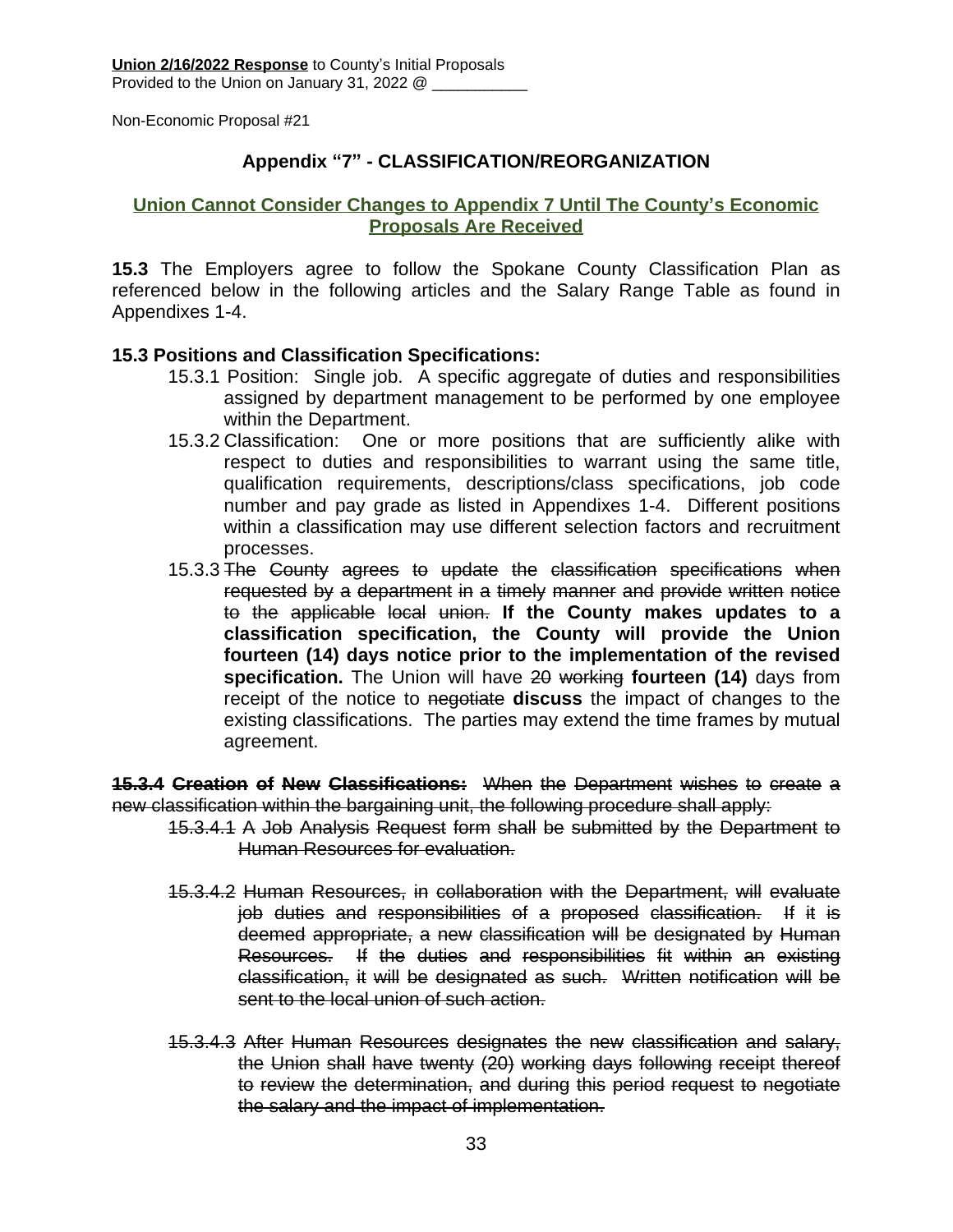**Union 2/16/2022 Response** to County's Initial Proposals
Provided to the Union on January 31, 2022 @ ___________

Non-Economic Proposal #21

## Appendix "7" - CLASSIFICATION/REORGANIZATION

**Union Cannot Consider Changes to Appendix 7 Until The County's Economic Proposals Are Received**

**15.3** The Employers agree to follow the Spokane County Classification Plan as referenced below in the following articles and the Salary Range Table as found in Appendixes 1-4.

**15.3 Positions and Classification Specifications:**

15.3.1 Position: Single job. A specific aggregate of duties and responsibilities assigned by department management to be performed by one employee within the Department.

15.3.2 Classification: One or more positions that are sufficiently alike with respect to duties and responsibilities to warrant using the same title, qualification requirements, descriptions/class specifications, job code number and pay grade as listed in Appendixes 1-4. Different positions within a classification may use different selection factors and recruitment processes.

15.3.3 ~~The County agrees to update the classification specifications when requested by a department in a timely manner and provide written notice to the applicable local union.~~ **If the County makes updates to a classification specification, the County will provide the Union fourteen (14) days notice prior to the implementation of the revised specification.** The Union will have ~~20 working~~ **fourteen (14)** days from receipt of the notice to ~~negotiate~~ **discuss** the impact of changes to the existing classifications. The parties may extend the time frames by mutual agreement.

~~**15.3.4 Creation of New Classifications:** When the Department wishes to create a new classification within the bargaining unit, the following procedure shall apply:~~

~~15.3.4.1 A Job Analysis Request form shall be submitted by the Department to Human Resources for evaluation.~~

~~15.3.4.2 Human Resources, in collaboration with the Department, will evaluate job duties and responsibilities of a proposed classification. If it is deemed appropriate, a new classification will be designated by Human Resources. If the duties and responsibilities fit within an existing classification, it will be designated as such. Written notification will be sent to the local union of such action.~~

~~15.3.4.3 After Human Resources designates the new classification and salary, the Union shall have twenty (20) working days following receipt thereof to review the determination, and during this period request to negotiate the salary and the impact of implementation.~~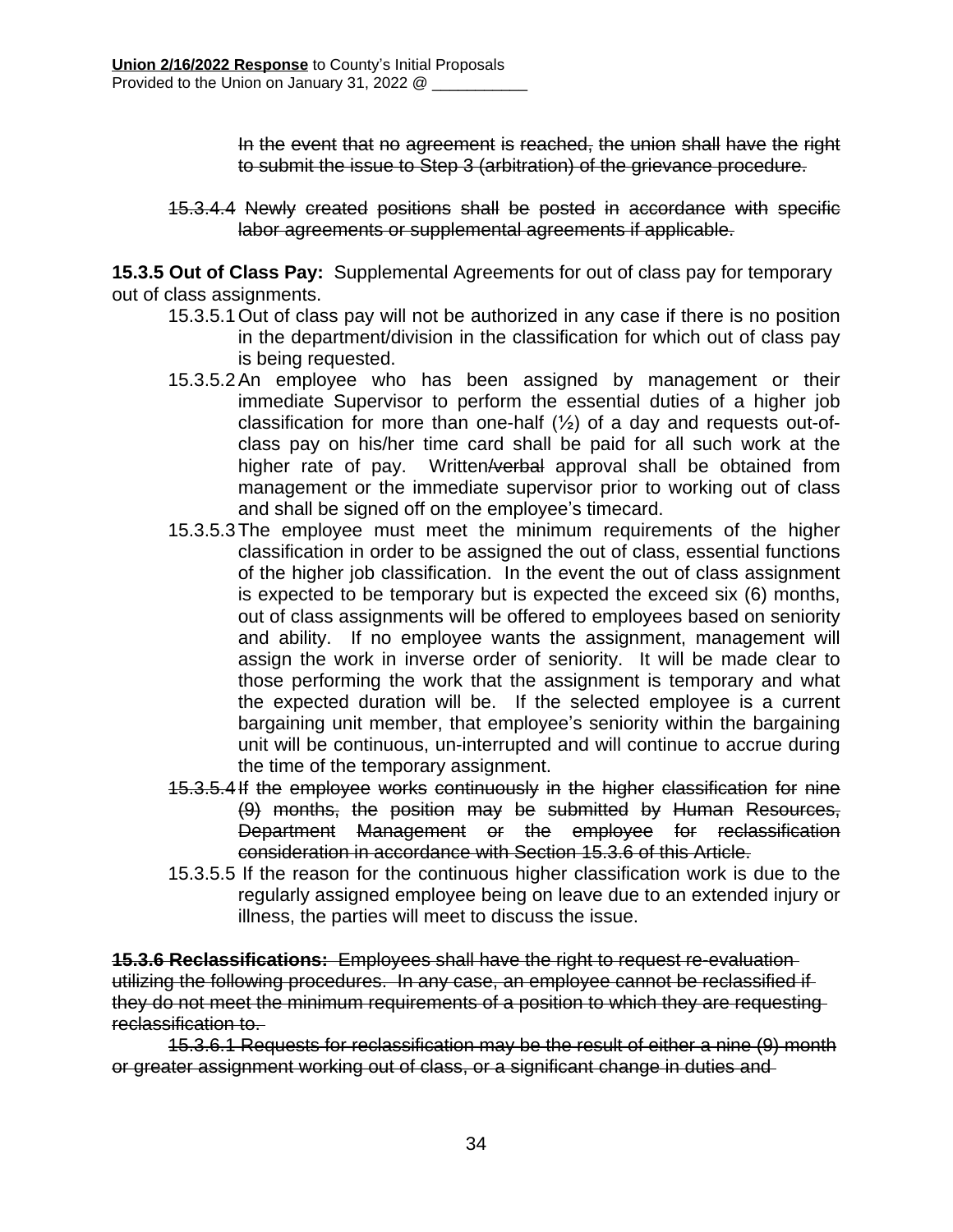~~In the event that no agreement is reached, the union shall have the right to submit the issue to Step 3 (arbitration) of the grievance procedure.~~

~~15.3.4.4 Newly created positions shall be posted in accordance with specific labor agreements or supplemental agreements if applicable.~~

**15.3.5 Out of Class Pay:** Supplemental Agreements for out of class pay for temporary out of class assignments.

15.3.5.1 Out of class pay will not be authorized in any case if there is no position in the department/division in the classification for which out of class pay is being requested.

15.3.5.2 An employee who has been assigned by management or their immediate Supervisor to perform the essential duties of a higher job classification for more than one-half (½) of a day and requests out-of-class pay on his/her time card shall be paid for all such work at the higher rate of pay. Written~~/verbal~~ approval shall be obtained from management or the immediate supervisor prior to working out of class and shall be signed off on the employee's timecard.

15.3.5.3 The employee must meet the minimum requirements of the higher classification in order to be assigned the out of class, essential functions of the higher job classification. In the event the out of class assignment is expected to be temporary but is expected the exceed six (6) months, out of class assignments will be offered to employees based on seniority and ability. If no employee wants the assignment, management will assign the work in inverse order of seniority. It will be made clear to those performing the work that the assignment is temporary and what the expected duration will be. If the selected employee is a current bargaining unit member, that employee's seniority within the bargaining unit will be continuous, un-interrupted and will continue to accrue during the time of the temporary assignment.

~~15.3.5.4 If the employee works continuously in the higher classification for nine (9) months, the position may be submitted by Human Resources, Department Management or the employee for reclassification consideration in accordance with Section 15.3.6 of this Article.~~

15.3.5.5 If the reason for the continuous higher classification work is due to the regularly assigned employee being on leave due to an extended injury or illness, the parties will meet to discuss the issue.

~~**15.3.6 Reclassifications:** Employees shall have the right to request re-evaluation utilizing the following procedures. In any case, an employee cannot be reclassified if they do not meet the minimum requirements of a position to which they are requesting reclassification to.~~

~~15.3.6.1 Requests for reclassification may be the result of either a nine (9) month or greater assignment working out of class, or a significant change in duties and~~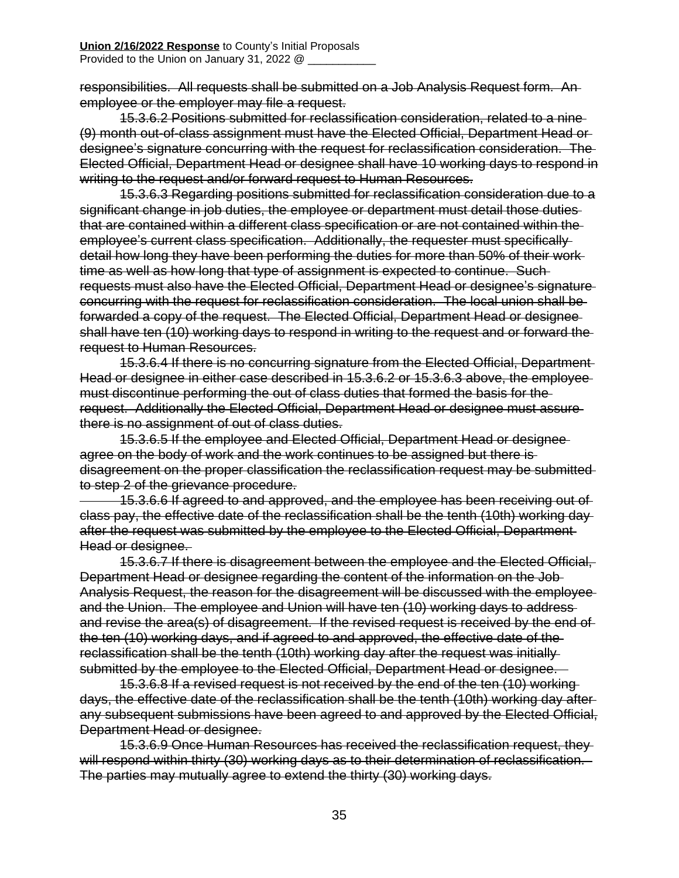~~responsibilities. All requests shall be submitted on a Job Analysis Request form. An employee or the employer may file a request.~~

~~15.3.6.2 Positions submitted for reclassification consideration, related to a nine (9) month out-of-class assignment must have the Elected Official, Department Head or designee's signature concurring with the request for reclassification consideration. The Elected Official, Department Head or designee shall have 10 working days to respond in writing to the request and/or forward request to Human Resources.~~

~~15.3.6.3 Regarding positions submitted for reclassification consideration due to a significant change in job duties, the employee or department must detail those duties that are contained within a different class specification or are not contained within the employee's current class specification. Additionally, the requester must specifically detail how long they have been performing the duties for more than 50% of their work time as well as how long that type of assignment is expected to continue. Such requests must also have the Elected Official, Department Head or designee's signature concurring with the request for reclassification consideration. The local union shall be forwarded a copy of the request. The Elected Official, Department Head or designee shall have ten (10) working days to respond in writing to the request and or forward the request to Human Resources.~~

~~15.3.6.4 If there is no concurring signature from the Elected Official, Department Head or designee in either case described in 15.3.6.2 or 15.3.6.3 above, the employee must discontinue performing the out of class duties that formed the basis for the request. Additionally the Elected Official, Department Head or designee must assure there is no assignment of out of class duties.~~

~~15.3.6.5 If the employee and Elected Official, Department Head or designee agree on the body of work and the work continues to be assigned but there is disagreement on the proper classification the reclassification request may be submitted to step 2 of the grievance procedure.~~

~~15.3.6.6 If agreed to and approved, and the employee has been receiving out of class pay, the effective date of the reclassification shall be the tenth (10th) working day after the request was submitted by the employee to the Elected Official, Department Head or designee.~~

~~15.3.6.7 If there is disagreement between the employee and the Elected Official, Department Head or designee regarding the content of the information on the Job Analysis Request, the reason for the disagreement will be discussed with the employee and the Union. The employee and Union will have ten (10) working days to address and revise the area(s) of disagreement. If the revised request is received by the end of the ten (10) working days, and if agreed to and approved, the effective date of the reclassification shall be the tenth (10th) working day after the request was initially submitted by the employee to the Elected Official, Department Head or designee.~~

~~15.3.6.8 If a revised request is not received by the end of the ten (10) working days, the effective date of the reclassification shall be the tenth (10th) working day after any subsequent submissions have been agreed to and approved by the Elected Official, Department Head or designee.~~

~~15.3.6.9 Once Human Resources has received the reclassification request, they will respond within thirty (30) working days as to their determination of reclassification. The parties may mutually agree to extend the thirty (30) working days.~~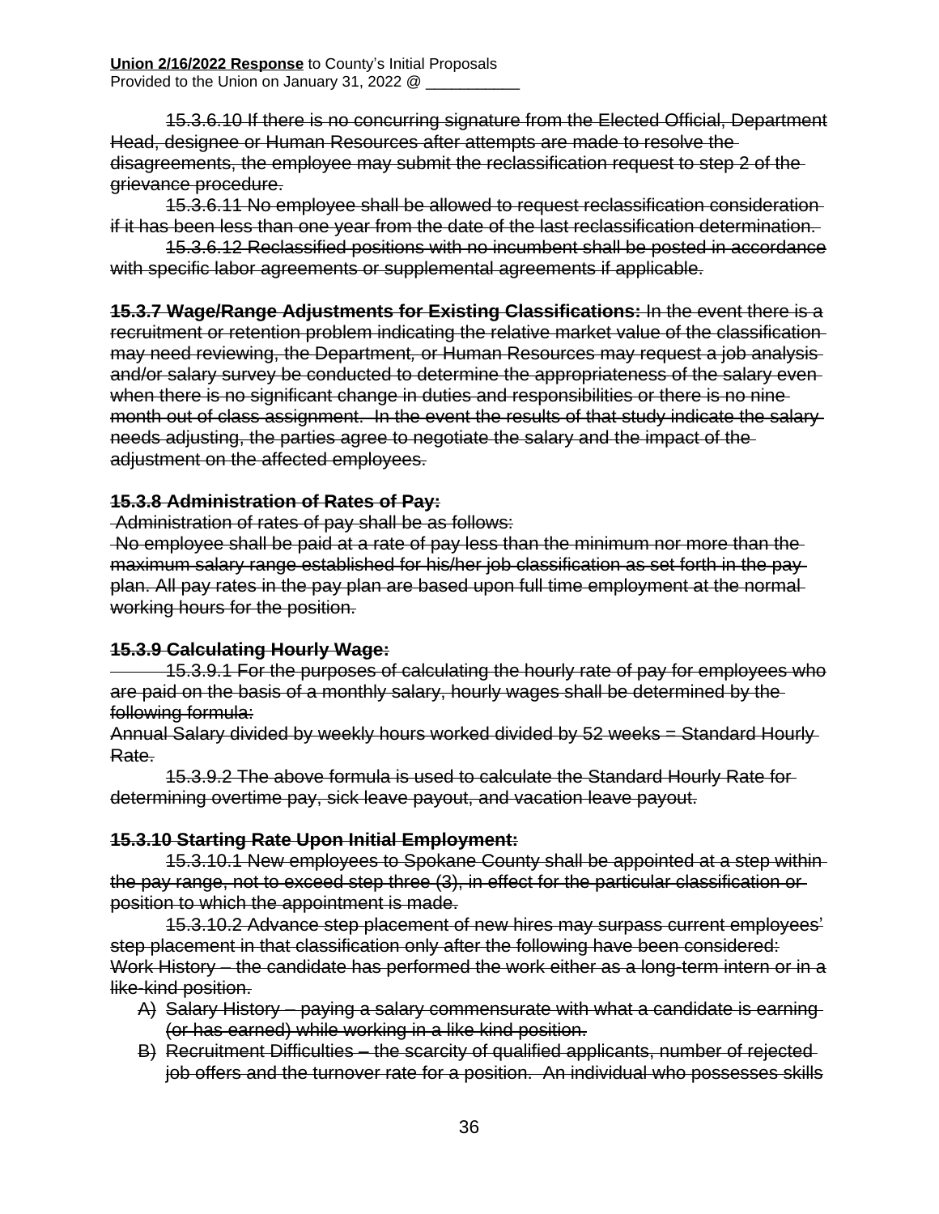~~15.3.6.10 If there is no concurring signature from the Elected Official, Department Head, designee or Human Resources after attempts are made to resolve the disagreements, the employee may submit the reclassification request to step 2 of the grievance procedure.~~

~~15.3.6.11 No employee shall be allowed to request reclassification consideration if it has been less than one year from the date of the last reclassification determination.~~

~~15.3.6.12 Reclassified positions with no incumbent shall be posted in accordance with specific labor agreements or supplemental agreements if applicable.~~

~~**15.3.7 Wage/Range Adjustments for Existing Classifications:** In the event there is a recruitment or retention problem indicating the relative market value of the classification may need reviewing, the Department, or Human Resources may request a job analysis and/or salary survey be conducted to determine the appropriateness of the salary even when there is no significant change in duties and responsibilities or there is no nine month out of class assignment. In the event the results of that study indicate the salary needs adjusting, the parties agree to negotiate the salary and the impact of the adjustment on the affected employees.~~

~~**15.3.8 Administration of Rates of Pay:**~~

~~Administration of rates of pay shall be as follows:~~

~~No employee shall be paid at a rate of pay less than the minimum nor more than the maximum salary range established for his/her job classification as set forth in the pay plan. All pay rates in the pay plan are based upon full time employment at the normal working hours for the position.~~

~~**15.3.9 Calculating Hourly Wage:**~~

~~15.3.9.1 For the purposes of calculating the hourly rate of pay for employees who are paid on the basis of a monthly salary, hourly wages shall be determined by the following formula:~~

~~Annual Salary divided by weekly hours worked divided by 52 weeks = Standard Hourly Rate.~~

~~15.3.9.2 The above formula is used to calculate the Standard Hourly Rate for determining overtime pay, sick leave payout, and vacation leave payout.~~

~~**15.3.10 Starting Rate Upon Initial Employment:**~~

~~15.3.10.1 New employees to Spokane County shall be appointed at a step within the pay range, not to exceed step three (3), in effect for the particular classification or position to which the appointment is made.~~

~~15.3.10.2 Advance step placement of new hires may surpass current employees' step placement in that classification only after the following have been considered:~~
~~Work History – the candidate has performed the work either as a long-term intern or in a like-kind position.~~

A) ~~Salary History – paying a salary commensurate with what a candidate is earning (or has earned) while working in a like kind position.~~
B) ~~Recruitment Difficulties – the scarcity of qualified applicants, number of rejected job offers and the turnover rate for a position. An individual who possesses skills~~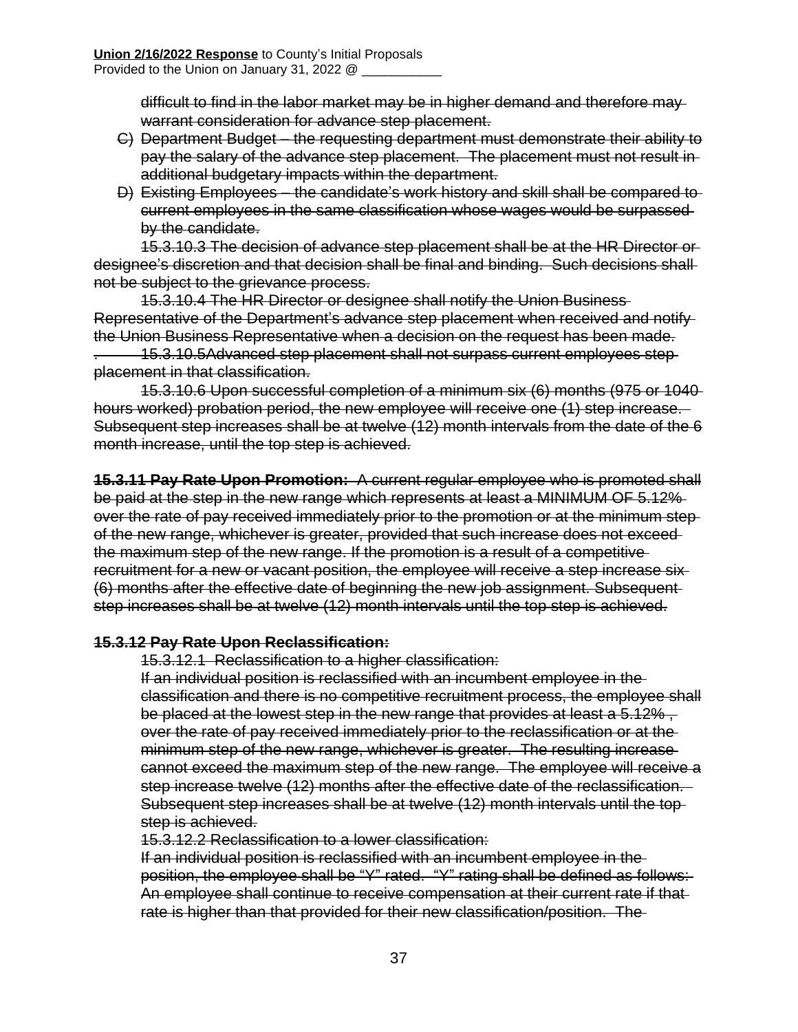difficult to find in the labor market may be in higher demand and therefore may warrant consideration for advance step placement.

C) Department Budget – the requesting department must demonstrate their ability to pay the salary of the advance step placement. The placement must not result in additional budgetary impacts within the department.

D) Existing Employees – the candidate's work history and skill shall be compared to current employees in the same classification whose wages would be surpassed by the candidate.

15.3.10.3 The decision of advance step placement shall be at the HR Director or designee's discretion and that decision shall be final and binding. Such decisions shall not be subject to the grievance process.

15.3.10.4 The HR Director or designee shall notify the Union Business Representative of the Department's advance step placement when received and notify the Union Business Representative when a decision on the request has been made.

. 15.3.10.5Advanced step placement shall not surpass current employees step placement in that classification.

15.3.10.6 Upon successful completion of a minimum six (6) months (975 or 1040 hours worked) probation period, the new employee will receive one (1) step increase. Subsequent step increases shall be at twelve (12) month intervals from the date of the 6 month increase, until the top step is achieved.

**15.3.11 Pay Rate Upon Promotion:** A current regular employee who is promoted shall be paid at the step in the new range which represents at least a MINIMUM OF 5.12% over the rate of pay received immediately prior to the promotion or at the minimum step of the new range, whichever is greater, provided that such increase does not exceed the maximum step of the new range. If the promotion is a result of a competitive recruitment for a new or vacant position, the employee will receive a step increase six (6) months after the effective date of beginning the new job assignment. Subsequent step increases shall be at twelve (12) month intervals until the top step is achieved.

**15.3.12 Pay Rate Upon Reclassification:**

15.3.12.1 Reclassification to a higher classification:

If an individual position is reclassified with an incumbent employee in the classification and there is no competitive recruitment process, the employee shall be placed at the lowest step in the new range that provides at least a 5.12% , over the rate of pay received immediately prior to the reclassification or at the minimum step of the new range, whichever is greater. The resulting increase cannot exceed the maximum step of the new range. The employee will receive a step increase twelve (12) months after the effective date of the reclassification. Subsequent step increases shall be at twelve (12) month intervals until the top step is achieved.

15.3.12.2 Reclassification to a lower classification:

If an individual position is reclassified with an incumbent employee in the position, the employee shall be "Y" rated. "Y" rating shall be defined as follows: An employee shall continue to receive compensation at their current rate if that rate is higher than that provided for their new classification/position. The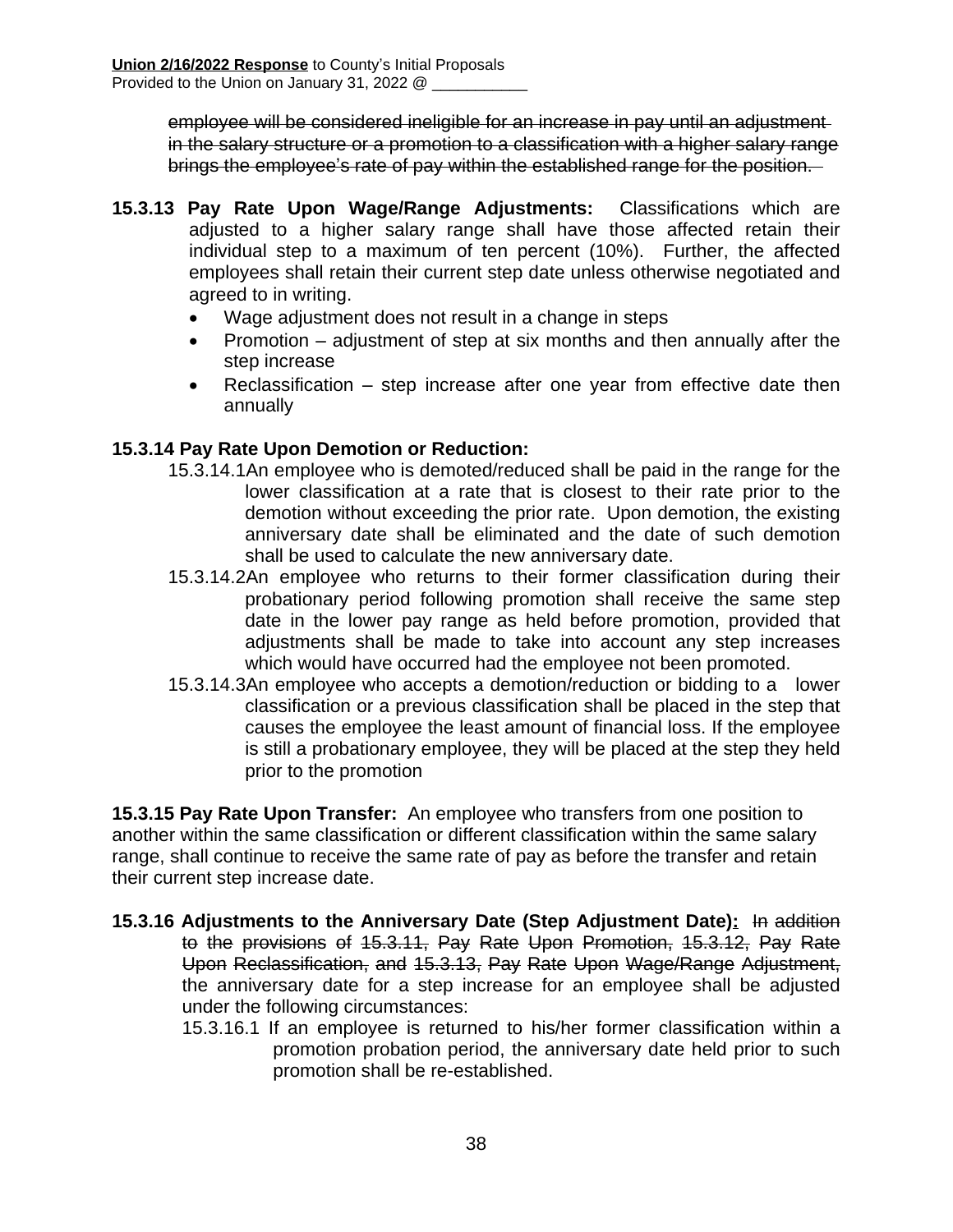**Union 2/16/2022 Response** to County's Initial Proposals
Provided to the Union on January 31, 2022 @ ___________

~~employee will be considered ineligible for an increase in pay until an adjustment in the salary structure or a promotion to a classification with a higher salary range brings the employee's rate of pay within the established range for the position.~~

**15.3.13 Pay Rate Upon Wage/Range Adjustments:** Classifications which are adjusted to a higher salary range shall have those affected retain their individual step to a maximum of ten percent (10%). Further, the affected employees shall retain their current step date unless otherwise negotiated and agreed to in writing.

- Wage adjustment does not result in a change in steps
- Promotion – adjustment of step at six months and then annually after the step increase
- Reclassification – step increase after one year from effective date then annually

**15.3.14 Pay Rate Upon Demotion or Reduction:**

15.3.14.1 An employee who is demoted/reduced shall be paid in the range for the lower classification at a rate that is closest to their rate prior to the demotion without exceeding the prior rate. Upon demotion, the existing anniversary date shall be eliminated and the date of such demotion shall be used to calculate the new anniversary date.

15.3.14.2 An employee who returns to their former classification during their probationary period following promotion shall receive the same step date in the lower pay range as held before promotion, provided that adjustments shall be made to take into account any step increases which would have occurred had the employee not been promoted.

15.3.14.3 An employee who accepts a demotion/reduction or bidding to a lower classification or a previous classification shall be placed in the step that causes the employee the least amount of financial loss. If the employee is still a probationary employee, they will be placed at the step they held prior to the promotion

**15.3.15 Pay Rate Upon Transfer:** An employee who transfers from one position to another within the same classification or different classification within the same salary range, shall continue to receive the same rate of pay as before the transfer and retain their current step increase date.

**15.3.16 Adjustments to the Anniversary Date (Step Adjustment Date):** ~~In addition to the provisions of 15.3.11, Pay Rate Upon Promotion, 15.3.12, Pay Rate Upon Reclassification, and 15.3.13, Pay Rate Upon Wage/Range Adjustment,~~ the anniversary date for a step increase for an employee shall be adjusted under the following circumstances:

15.3.16.1 If an employee is returned to his/her former classification within a promotion probation period, the anniversary date held prior to such promotion shall be re-established.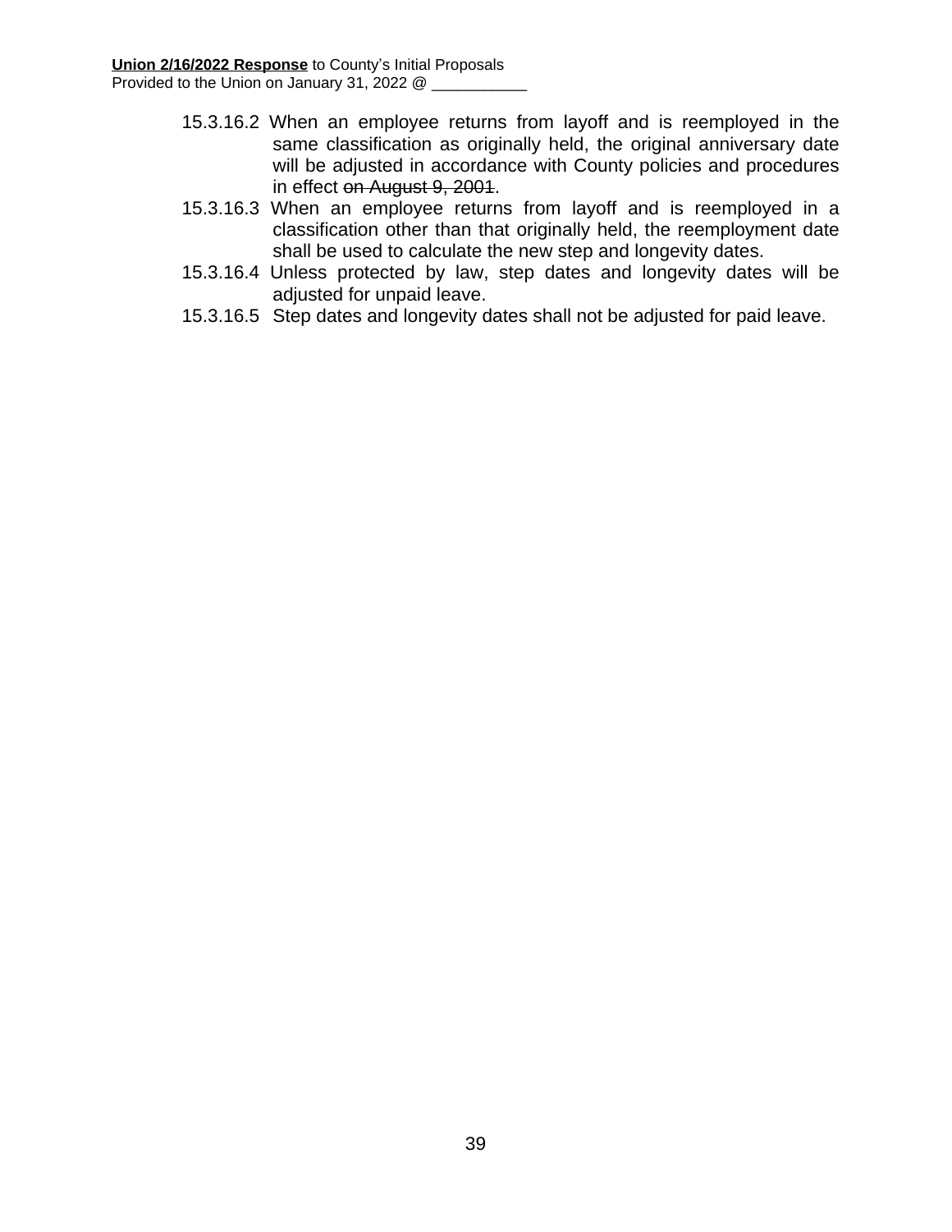15.3.16.2 When an employee returns from layoff and is reemployed in the same classification as originally held, the original anniversary date will be adjusted in accordance with County policies and procedures in effect ~~on August 9, 2001~~.

15.3.16.3 When an employee returns from layoff and is reemployed in a classification other than that originally held, the reemployment date shall be used to calculate the new step and longevity dates.

15.3.16.4 Unless protected by law, step dates and longevity dates will be adjusted for unpaid leave.

15.3.16.5 Step dates and longevity dates shall not be adjusted for paid leave.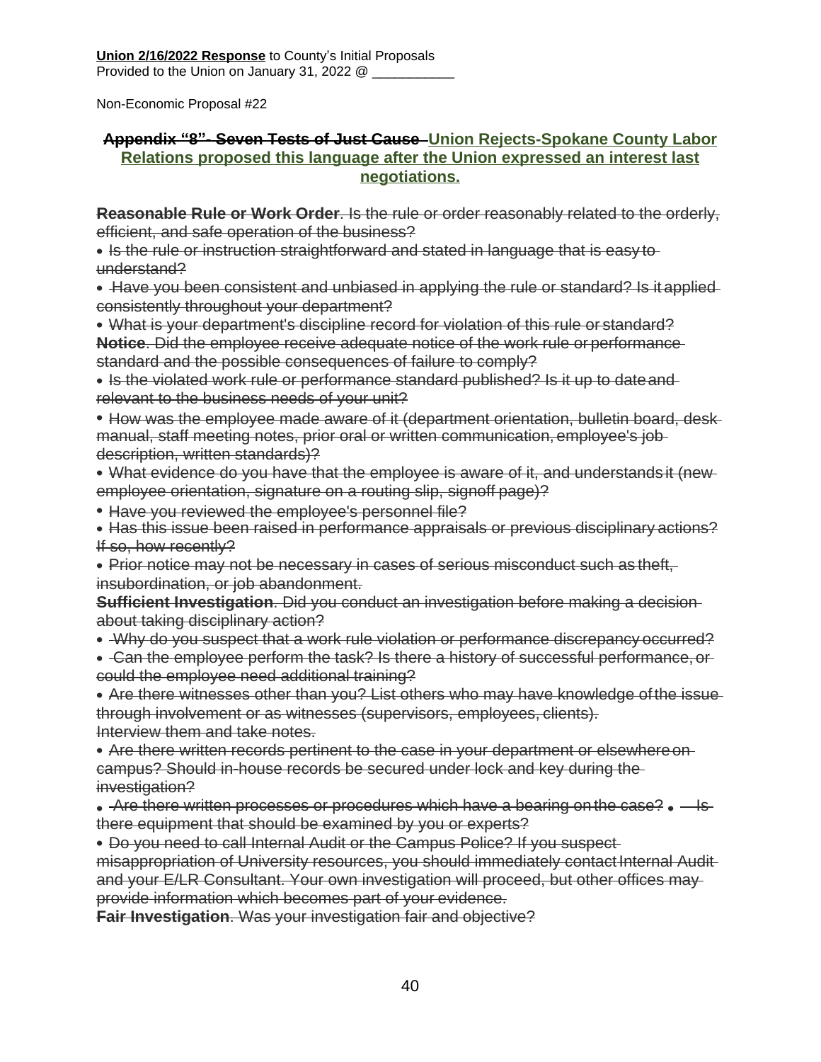**Union 2/16/2022 Response** to County's Initial Proposals
Provided to the Union on January 31, 2022 @ ___________

Non-Economic Proposal #22

## ~~Appendix "8"- Seven Tests of Just Cause~~ Union Rejects-Spokane County Labor Relations proposed this language after the Union expressed an interest last negotiations.

~~**Reasonable Rule or Work Order**. Is the rule or order reasonably related to the orderly, efficient, and safe operation of the business?~~

- ~~Is the rule or instruction straightforward and stated in language that is easy to understand?~~
- ~~Have you been consistent and unbiased in applying the rule or standard? Is it applied consistently throughout your department?~~
- ~~What is your department's discipline record for violation of this rule or standard?~~

~~**Notice**. Did the employee receive adequate notice of the work rule or performance standard and the possible consequences of failure to comply?~~

- ~~Is the violated work rule or performance standard published? Is it up to date and relevant to the business needs of your unit?~~
- ~~How was the employee made aware of it (department orientation, bulletin board, desk manual, staff meeting notes, prior oral or written communication, employee's job description, written standards)?~~
- ~~What evidence do you have that the employee is aware of it, and understands it (new employee orientation, signature on a routing slip, signoff page)?~~
- ~~Have you reviewed the employee's personnel file?~~
- ~~Has this issue been raised in performance appraisals or previous disciplinary actions? If so, how recently?~~
- ~~Prior notice may not be necessary in cases of serious misconduct such as theft, insubordination, or job abandonment.~~

~~**Sufficient Investigation**. Did you conduct an investigation before making a decision about taking disciplinary action?~~

- ~~Why do you suspect that a work rule violation or performance discrepancy occurred?~~
- ~~Can the employee perform the task? Is there a history of successful performance, or could the employee need additional training?~~
- ~~Are there witnesses other than you? List others who may have knowledge of the issue through involvement or as witnesses (supervisors, employees, clients). Interview them and take notes.~~
- ~~Are there written records pertinent to the case in your department or elsewhere on campus? Should in-house records be secured under lock and key during the investigation?~~
- ~~Are there written processes or procedures which have a bearing on the case?~~
- ~~Is there equipment that should be examined by you or experts?~~
- ~~Do you need to call Internal Audit or the Campus Police? If you suspect misappropriation of University resources, you should immediately contact Internal Audit and your E/LR Consultant. Your own investigation will proceed, but other offices may provide information which becomes part of your evidence.~~

~~**Fair Investigation**. Was your investigation fair and objective?~~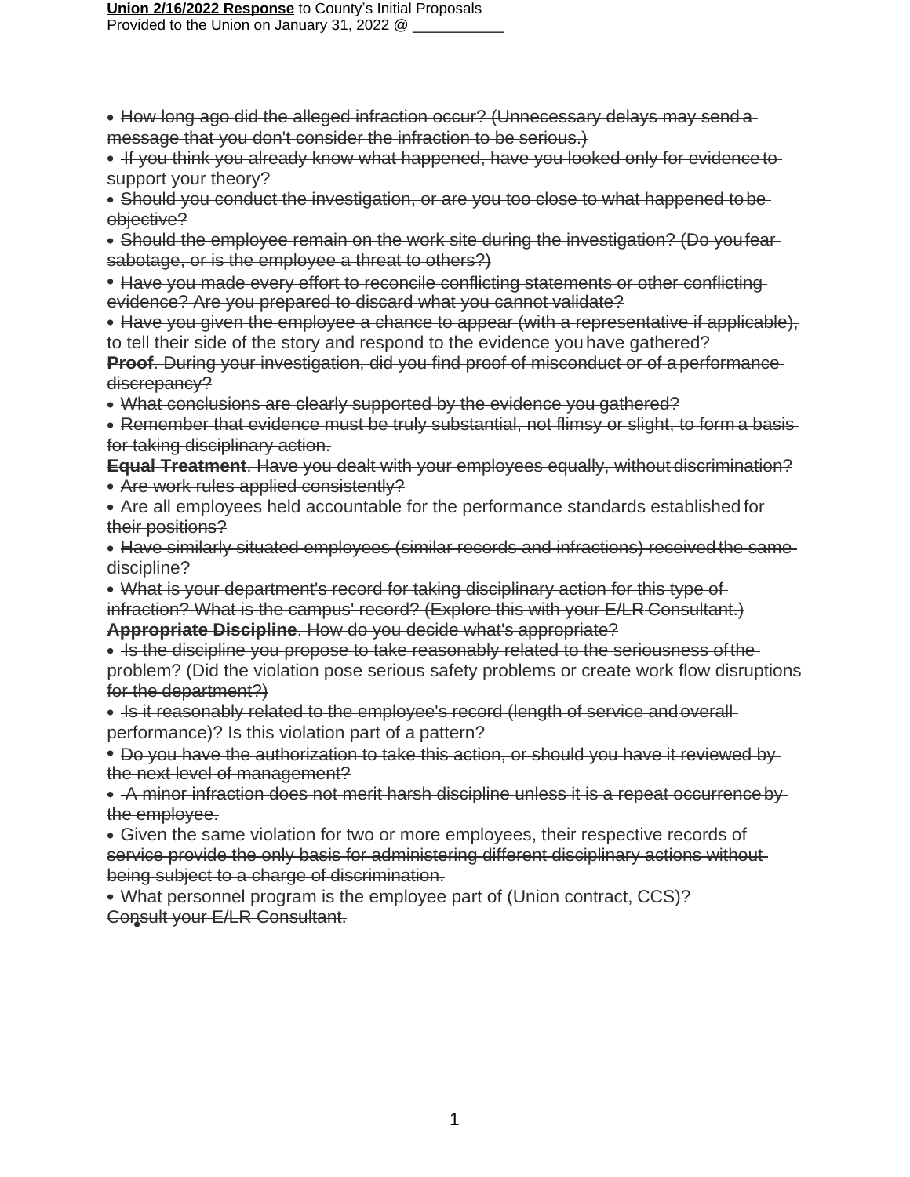- ~~How long ago did the alleged infraction occur? (Unnecessary delays may send a message that you don't consider the infraction to be serious.)~~
- ~~If you think you already know what happened, have you looked only for evidence to support your theory?~~
- ~~Should you conduct the investigation, or are you too close to what happened to be objective?~~
- ~~Should the employee remain on the work site during the investigation? (Do you fear sabotage, or is the employee a threat to others?)~~
- ~~Have you made every effort to reconcile conflicting statements or other conflicting evidence? Are you prepared to discard what you cannot validate?~~
- ~~Have you given the employee a chance to appear (with a representative if applicable), to tell their side of the story and respond to the evidence you have gathered?~~

**Proof**~~. During your investigation, did you find proof of misconduct or of a performance discrepancy?~~

- ~~What conclusions are clearly supported by the evidence you gathered?~~
- ~~Remember that evidence must be truly substantial, not flimsy or slight, to form a basis for taking disciplinary action.~~

~~**Equal Treatment**. Have you dealt with your employees equally, without discrimination?~~

- ~~Are work rules applied consistently?~~
- ~~Are all employees held accountable for the performance standards established for their positions?~~
- ~~Have similarly situated employees (similar records and infractions) received the same discipline?~~
- ~~What is your department's record for taking disciplinary action for this type of infraction? What is the campus' record? (Explore this with your E/LR Consultant.)~~

~~**Appropriate Discipline**. How do you decide what's appropriate?~~

- ~~Is the discipline you propose to take reasonably related to the seriousness of the problem? (Did the violation pose serious safety problems or create work flow disruptions for the department?)~~
- ~~Is it reasonably related to the employee's record (length of service and overall performance)? Is this violation part of a pattern?~~
- ~~Do you have the authorization to take this action, or should you have it reviewed by the next level of management?~~
- ~~A minor infraction does not merit harsh discipline unless it is a repeat occurrence by the employee.~~
- ~~Given the same violation for two or more employees, their respective records of service provide the only basis for administering different disciplinary actions without being subject to a charge of discrimination.~~
- ~~What personnel program is the employee part of (Union contract, CCS)?~~

~~Consult your E/LR Consultant.~~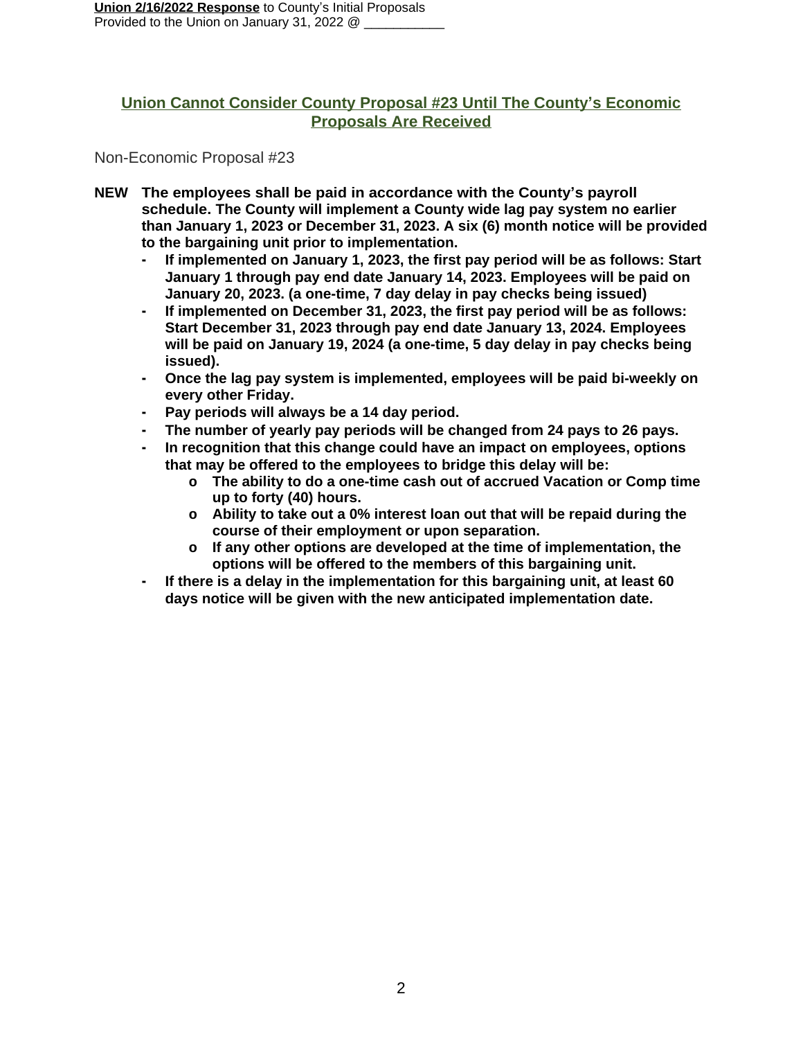**Union Cannot Consider County Proposal #23 Until The County's Economic Proposals Are Received**

Non-Economic Proposal #23

**NEW The employees shall be paid in accordance with the County's payroll schedule. The County will implement a County wide lag pay system no earlier than January 1, 2023 or December 31, 2023. A six (6) month notice will be provided to the bargaining unit prior to implementation.**

- **If implemented on January 1, 2023, the first pay period will be as follows: Start January 1 through pay end date January 14, 2023. Employees will be paid on January 20, 2023. (a one-time, 7 day delay in pay checks being issued)**
- **If implemented on December 31, 2023, the first pay period will be as follows: Start December 31, 2023 through pay end date January 13, 2024. Employees will be paid on January 19, 2024 (a one-time, 5 day delay in pay checks being issued).**
- **Once the lag pay system is implemented, employees will be paid bi-weekly on every other Friday.**
- **Pay periods will always be a 14 day period.**
- **The number of yearly pay periods will be changed from 24 pays to 26 pays.**
- **In recognition that this change could have an impact on employees, options that may be offered to the employees to bridge this delay will be:**
  - **The ability to do a one-time cash out of accrued Vacation or Comp time up to forty (40) hours.**
  - **Ability to take out a 0% interest loan out that will be repaid during the course of their employment or upon separation.**
  - **If any other options are developed at the time of implementation, the options will be offered to the members of this bargaining unit.**
- **If there is a delay in the implementation for this bargaining unit, at least 60 days notice will be given with the new anticipated implementation date.**